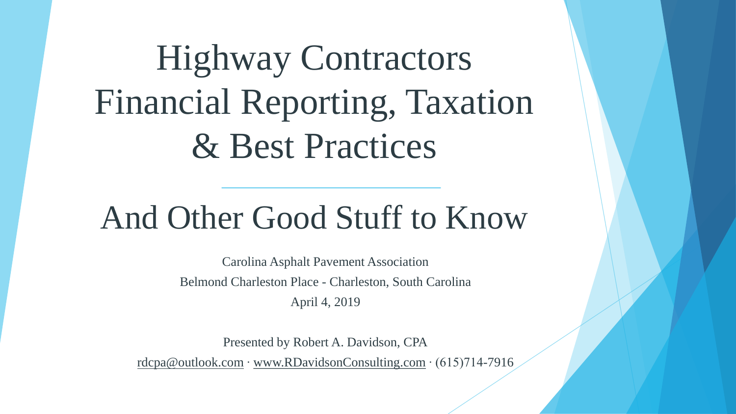# Highway Contractors Financial Reporting, Taxation & Best Practices

## And Other Good Stuff to Know

Carolina Asphalt Pavement Association

Belmond Charleston Place - Charleston, South Carolina

April 4, 2019

Presented by Robert A. Davidson, CPA

rdcpa@outlook.com · www.RDavidsonConsulting.com · (615)714-7916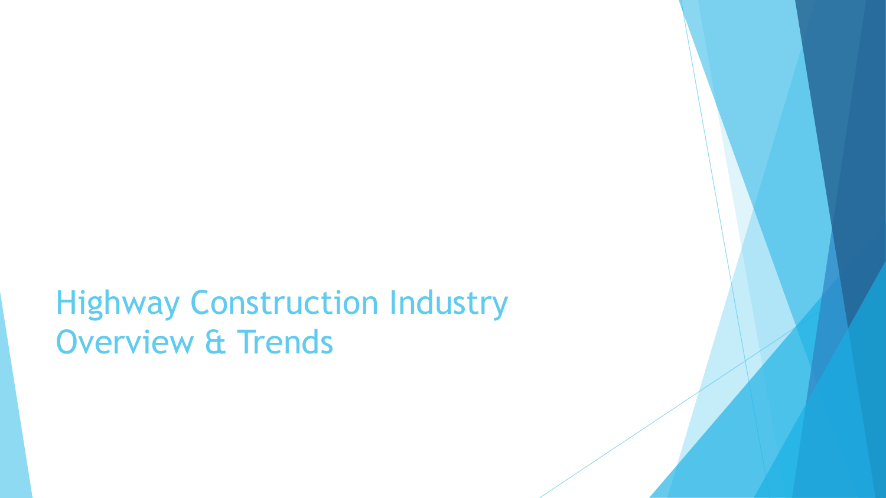# Highway Construction Industry Overview & Trends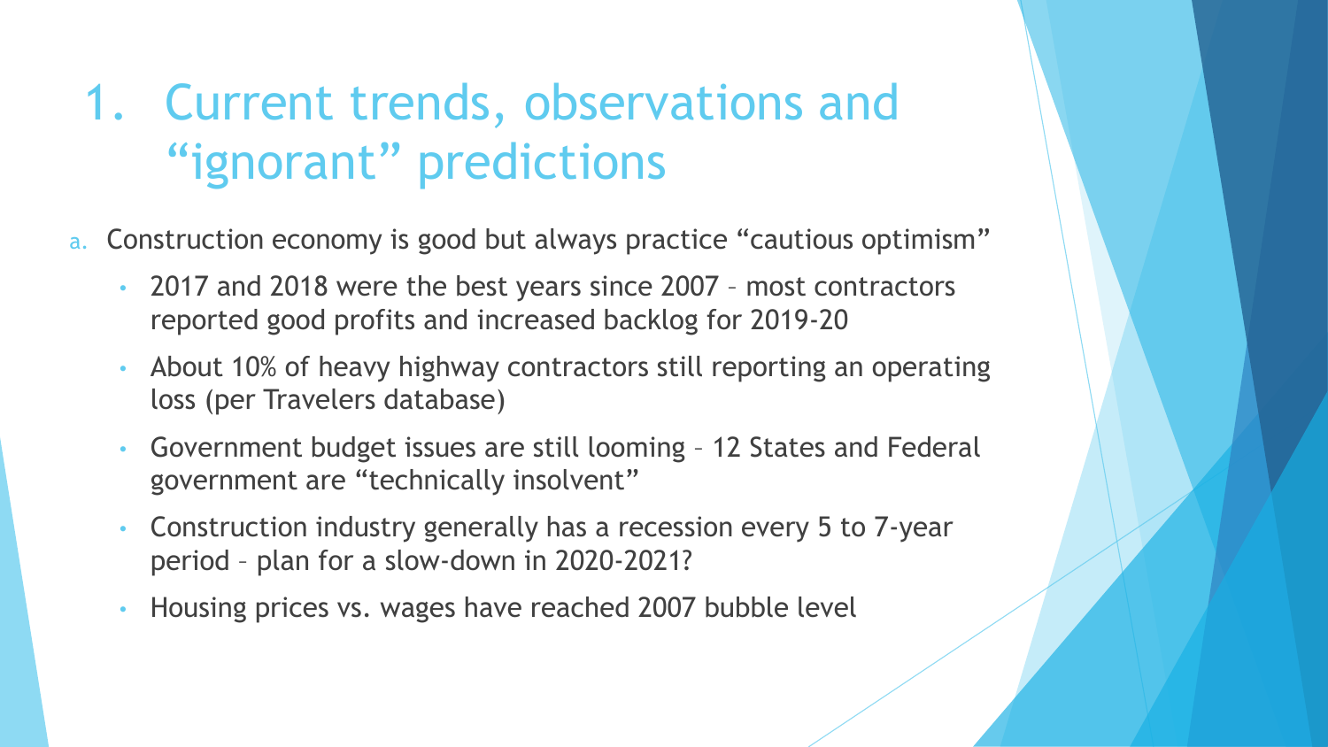# 1. Current trends, observations and "ignorant" predictions

a. Construction economy is good but always practice "cautious optimism"

- 2017 and 2018 were the best years since 2007 – most contractors reported good profits and increased backlog for 2019-20
- About 10% of heavy highway contractors still reporting an operating loss (per Travelers database)
- Government budget issues are still looming – 12 States and Federal government are "technically insolvent"
- Construction industry generally has a recession every 5 to 7-year period – plan for a slow-down in 2020-2021?
- Housing prices vs. wages have reached 2007 bubble level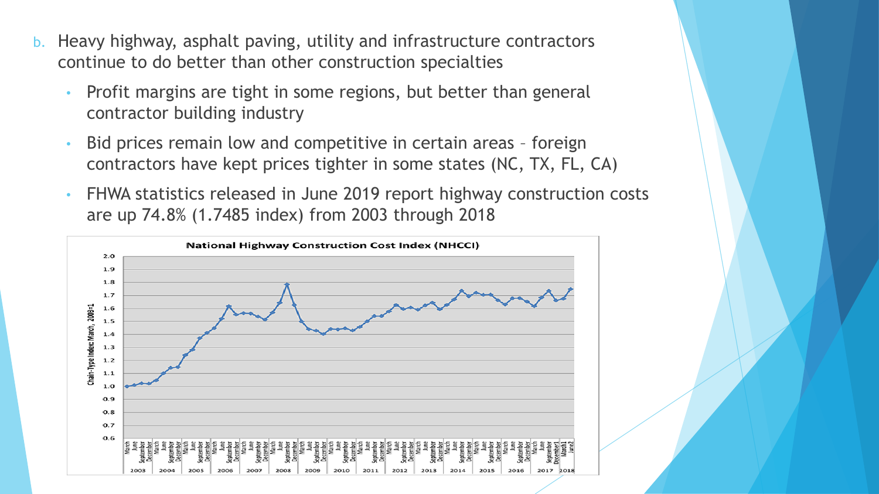b. Heavy highway, asphalt paving, utility and infrastructure contractors continue to do better than other construction specialties

- Profit margins are tight in some regions, but better than general contractor building industry
- Bid prices remain low and competitive in certain areas – foreign contractors have kept prices tighter in some states (NC, TX, FL, CA)
- FHWA statistics released in June 2019 report highway construction costs are up 74.8% (1.7485 index) from 2003 through 2018

National Highway Construction Cost Index (NHCCI)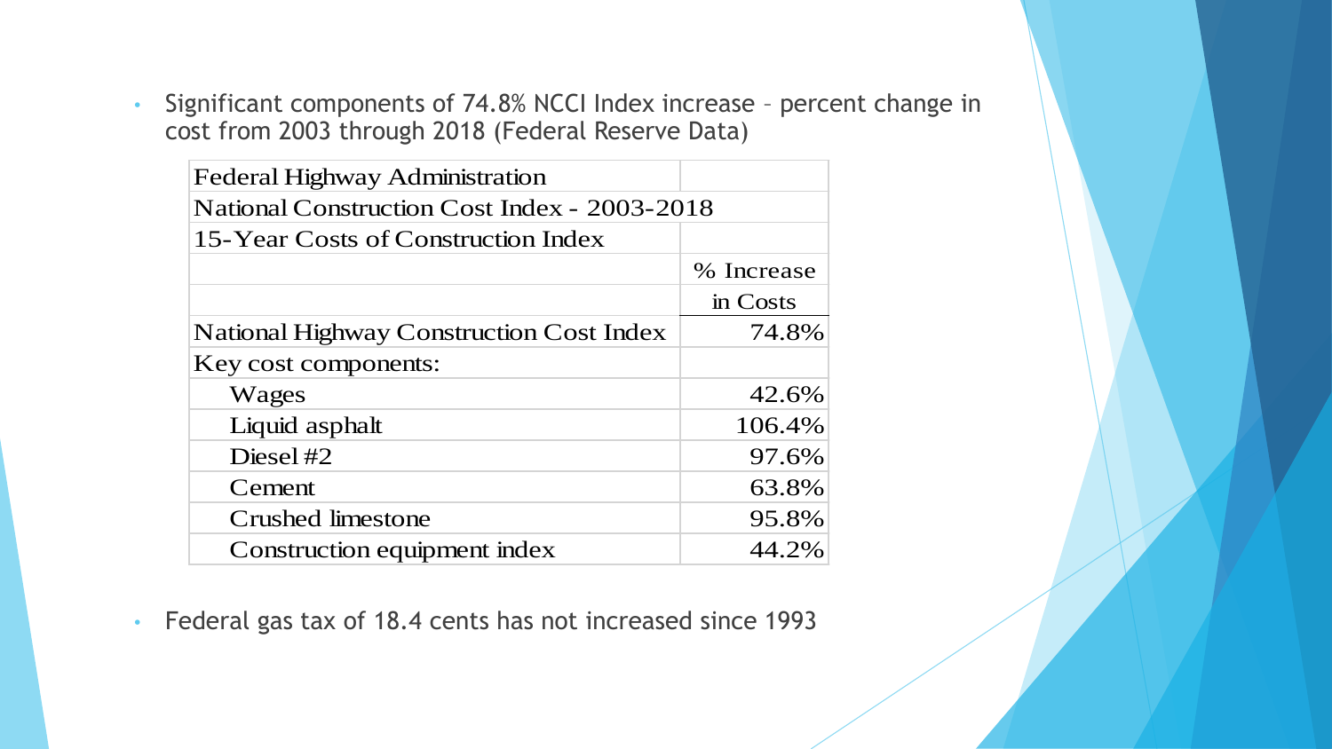- Significant components of 74.8% NCCI Index increase – percent change in cost from 2003 through 2018 (Federal Reserve Data)

| Federal Highway Administration | |
|---|---|
| National Construction Cost Index - 2003-2018 | |
| 15-Year Costs of Construction Index | |
| | % Increase in Costs |
| National Highway Construction Cost Index | 74.8% |
| Key cost components: | |
| Wages | 42.6% |
| Liquid asphalt | 106.4% |
| Diesel #2 | 97.6% |
| Cement | 63.8% |
| Crushed limestone | 95.8% |
| Construction equipment index | 44.2% |

- Federal gas tax of 18.4 cents has not increased since 1993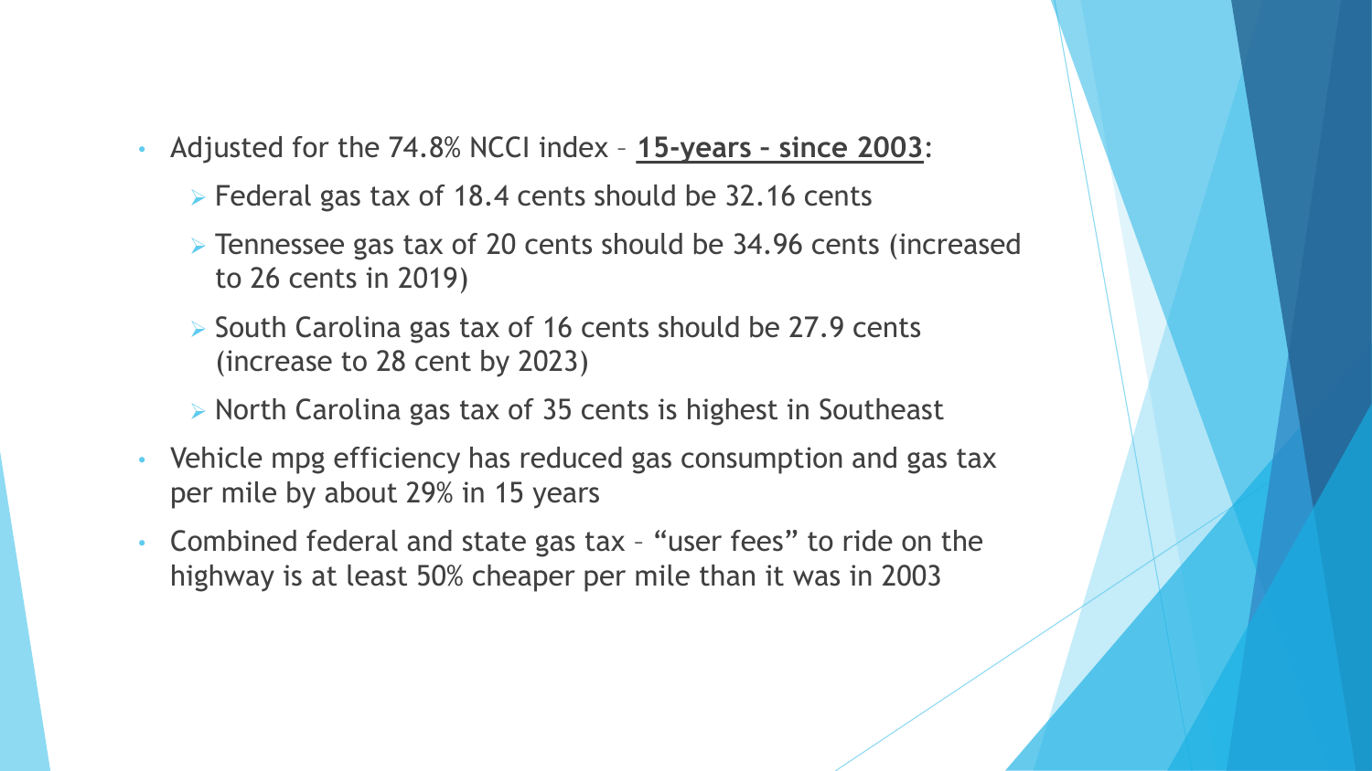- Adjusted for the 74.8% NCCI index – **<u>15-years – since 2003</u>**:
  - Federal gas tax of 18.4 cents should be 32.16 cents
  - Tennessee gas tax of 20 cents should be 34.96 cents (increased to 26 cents in 2019)
  - South Carolina gas tax of 16 cents should be 27.9 cents (increase to 28 cent by 2023)
  - North Carolina gas tax of 35 cents is highest in Southeast
- Vehicle mpg efficiency has reduced gas consumption and gas tax per mile by about 29% in 15 years
- Combined federal and state gas tax – "user fees" to ride on the highway is at least 50% cheaper per mile than it was in 2003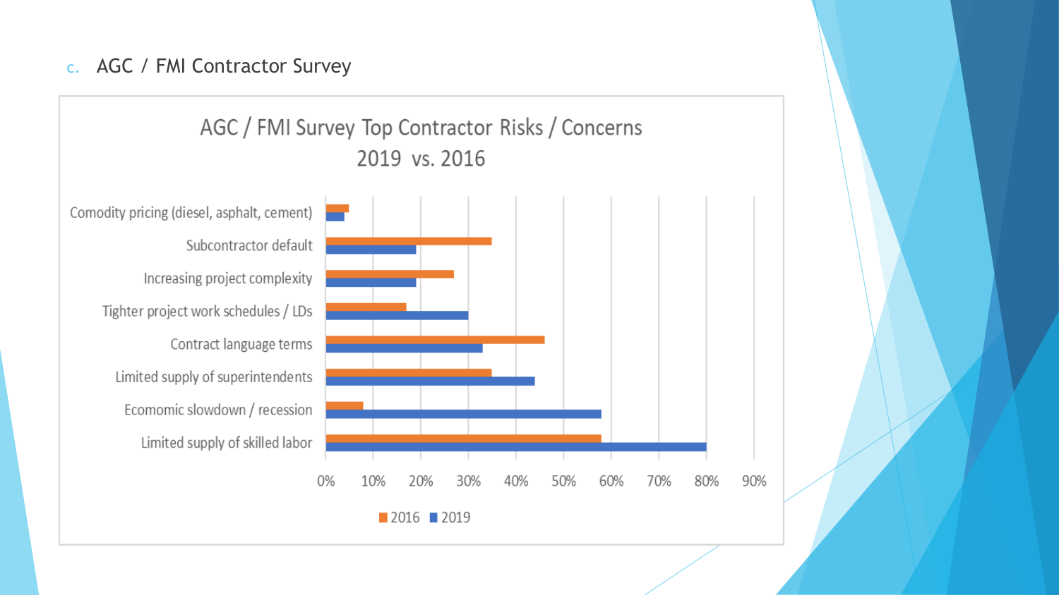c. AGC / FMI Contractor Survey

**AGC / FMI Survey Top Contractor Risks / Concerns 2019 vs. 2016**

| Risk / Concern | 2016 | 2019 |
|---|---|---|
| Comodity pricing (diesel, asphalt, cement) | 5% | 4% |
| Subcontractor default | 35% | 19% |
| Increasing project complexity | 27% | 19% |
| Tighter project work schedules / LDs | 17% | 30% |
| Contract language terms | 46% | 33% |
| Limited supply of superintendents | 35% | 44% |
| Ecomomic slowdown / recession | 8% | 58% |
| Limited supply of skilled labor | 58% | 80% |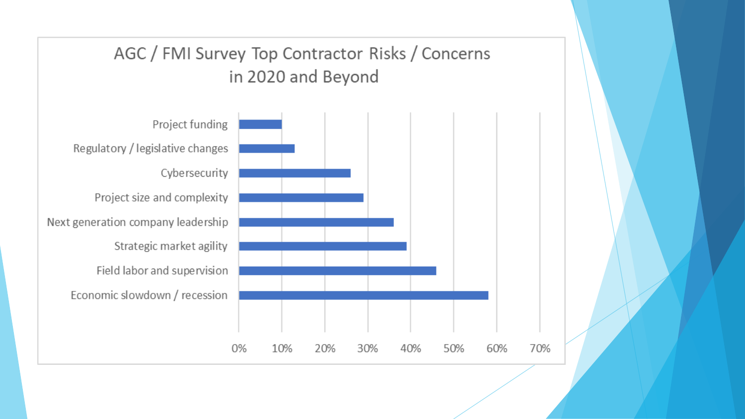# AGC / FMI Survey Top Contractor Risks / Concerns in 2020 and Beyond

- Project funding
- Regulatory / legislative changes
- Cybersecurity
- Project size and complexity
- Next generation company leadership
- Strategic market agility
- Field labor and supervision
- Economic slowdown / recession

0% 10% 20% 30% 40% 50% 60% 70%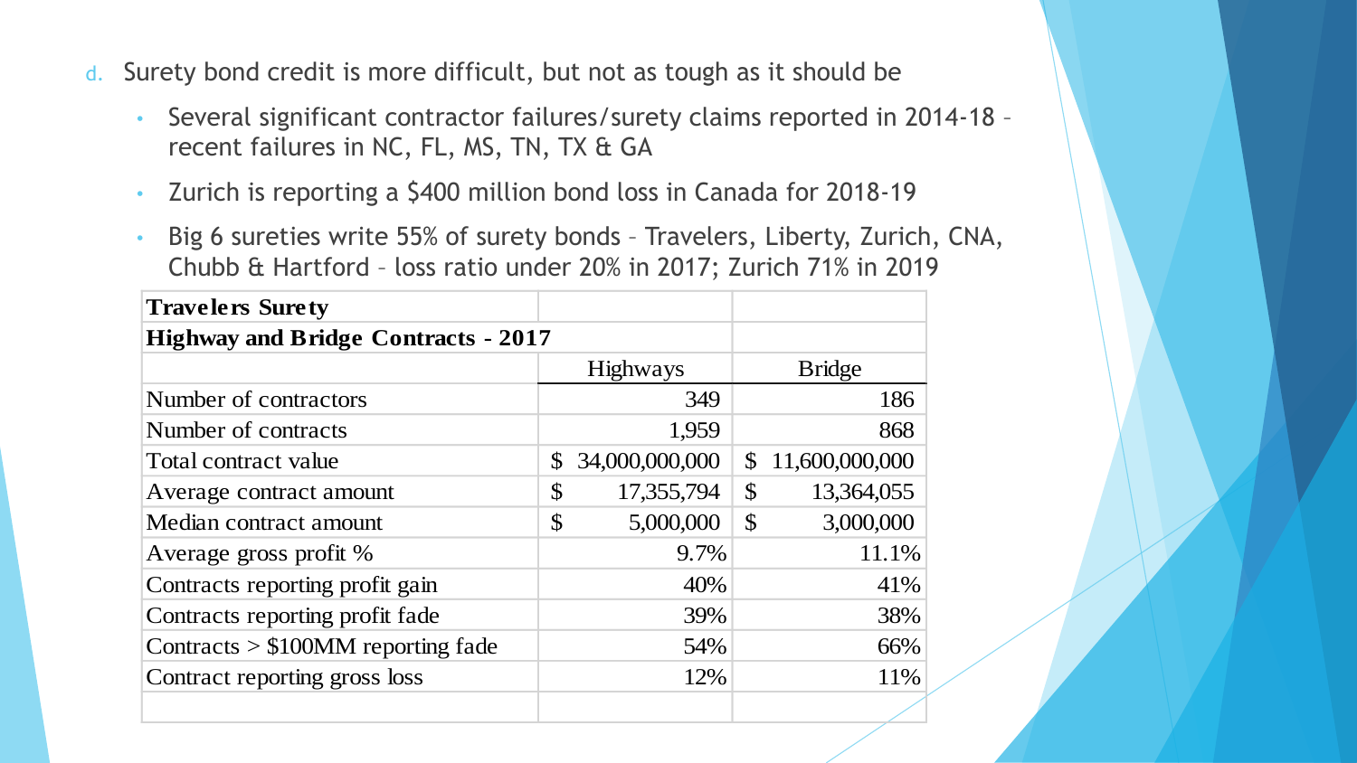d. Surety bond credit is more difficult, but not as tough as it should be

- Several significant contractor failures/surety claims reported in 2014-18 – recent failures in NC, FL, MS, TN, TX & GA
- Zurich is reporting a $400 million bond loss in Canada for 2018-19
- Big 6 sureties write 55% of surety bonds – Travelers, Liberty, Zurich, CNA, Chubb & Hartford – loss ratio under 20% in 2017; Zurich 71% in 2019

| **Travelers Surety** | | |
|---|---|---|
| **Highway and Bridge Contracts - 2017** | | |
| | Highways | Bridge |
| Number of contractors | 349 | 186 |
| Number of contracts | 1,959 | 868 |
| Total contract value | $ 34,000,000,000 | $ 11,600,000,000 |
| Average contract amount | $ 17,355,794 | $ 13,364,055 |
| Median contract amount | $ 5,000,000 | $ 3,000,000 |
| Average gross profit % | 9.7% | 11.1% |
| Contracts reporting profit gain | 40% | 41% |
| Contracts reporting profit fade | 39% | 38% |
| Contracts > $100MM reporting fade | 54% | 66% |
| Contract reporting gross loss | 12% | 11% |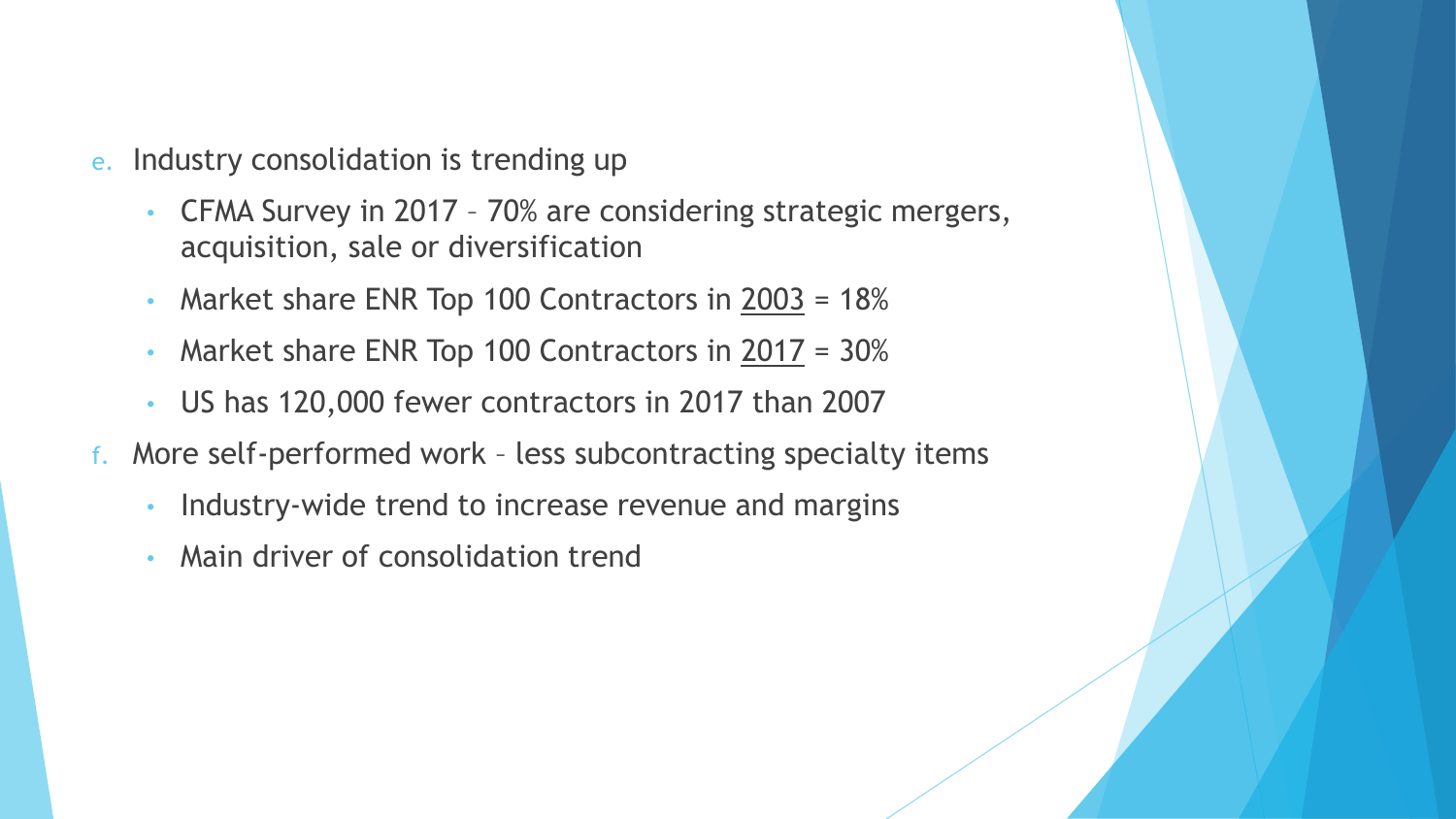e. Industry consolidation is trending up
   - CFMA Survey in 2017 – 70% are considering strategic mergers, acquisition, sale or diversification
   - Market share ENR Top 100 Contractors in <u>2003</u> = 18%
   - Market share ENR Top 100 Contractors in <u>2017</u> = 30%
   - US has 120,000 fewer contractors in 2017 than 2007

f. More self-performed work – less subcontracting specialty items
   - Industry-wide trend to increase revenue and margins
   - Main driver of consolidation trend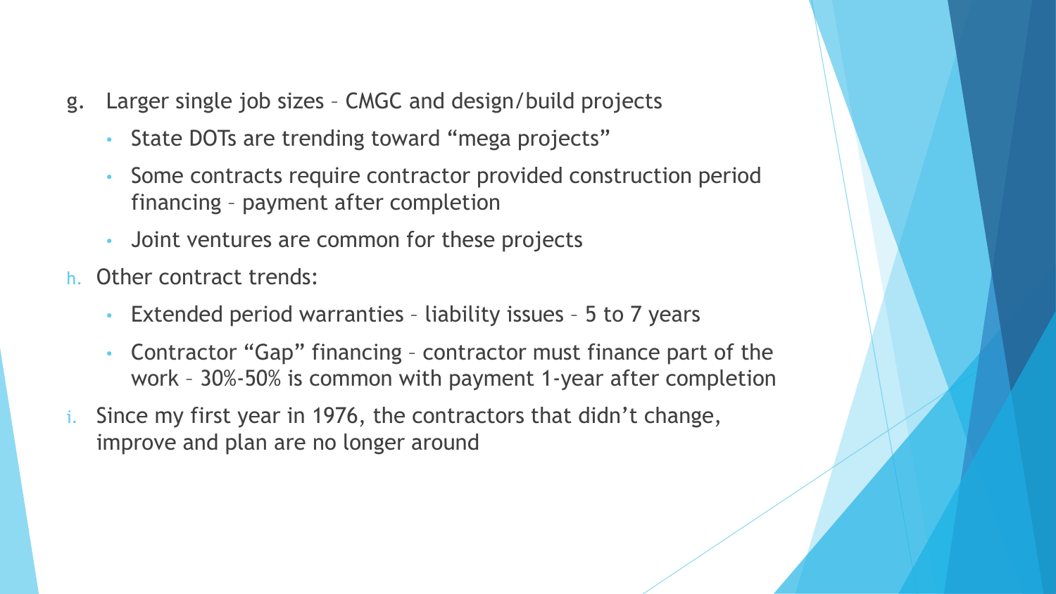g. Larger single job sizes – CMGC and design/build projects
   - State DOTs are trending toward “mega projects”
   - Some contracts require contractor provided construction period financing – payment after completion
   - Joint ventures are common for these projects

h. Other contract trends:
   - Extended period warranties – liability issues – 5 to 7 years
   - Contractor “Gap” financing – contractor must finance part of the work – 30%-50% is common with payment 1-year after completion

i. Since my first year in 1976, the contractors that didn’t change, improve and plan are no longer around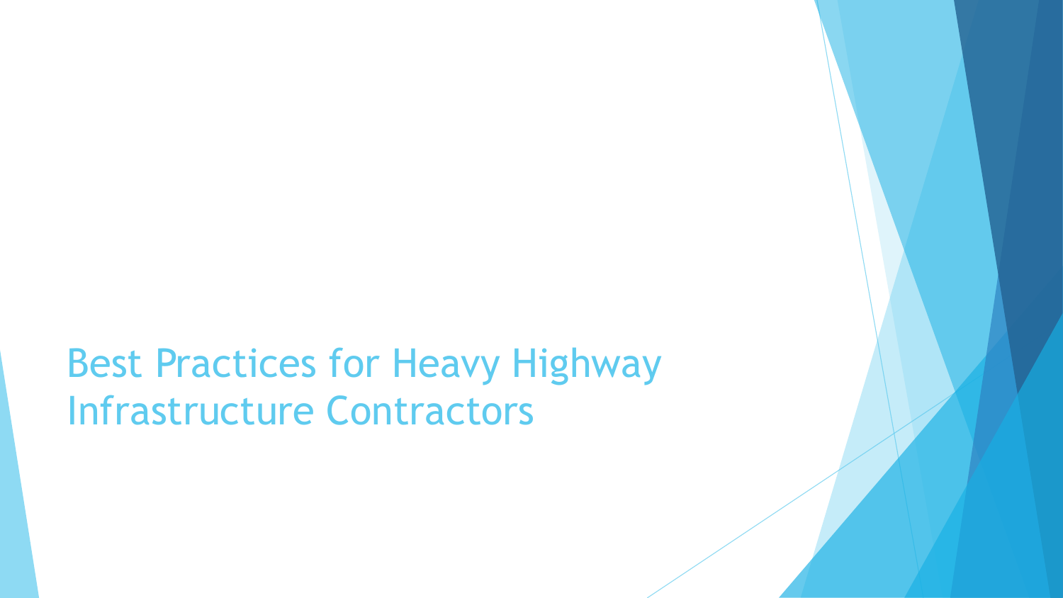# Best Practices for Heavy Highway Infrastructure Contractors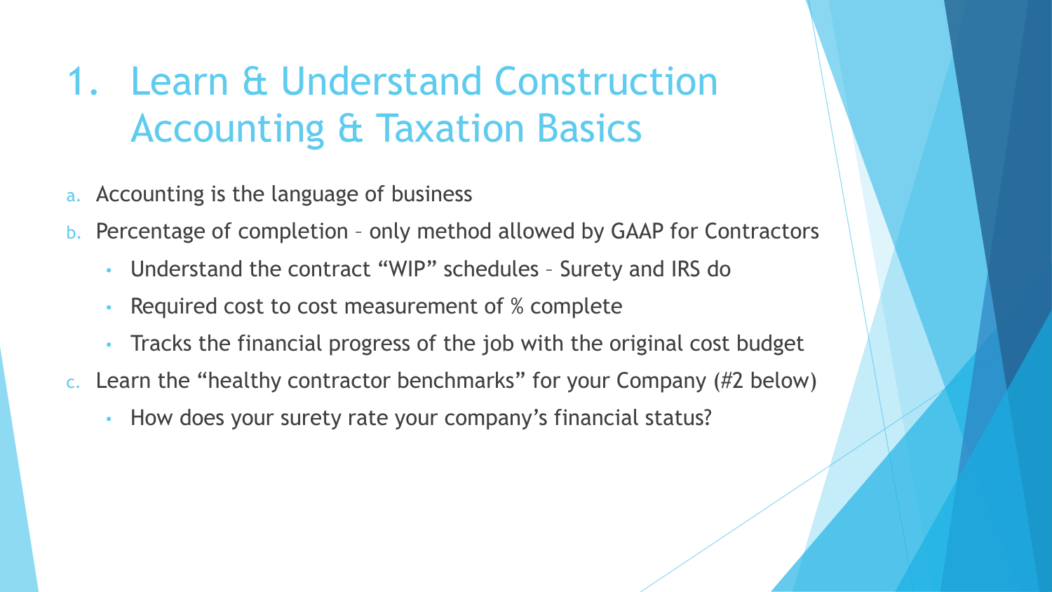# 1. Learn & Understand Construction Accounting & Taxation Basics

a. Accounting is the language of business

b. Percentage of completion – only method allowed by GAAP for Contractors
   - Understand the contract "WIP" schedules – Surety and IRS do
   - Required cost to cost measurement of % complete
   - Tracks the financial progress of the job with the original cost budget

c. Learn the "healthy contractor benchmarks" for your Company (#2 below)
   - How does your surety rate your company's financial status?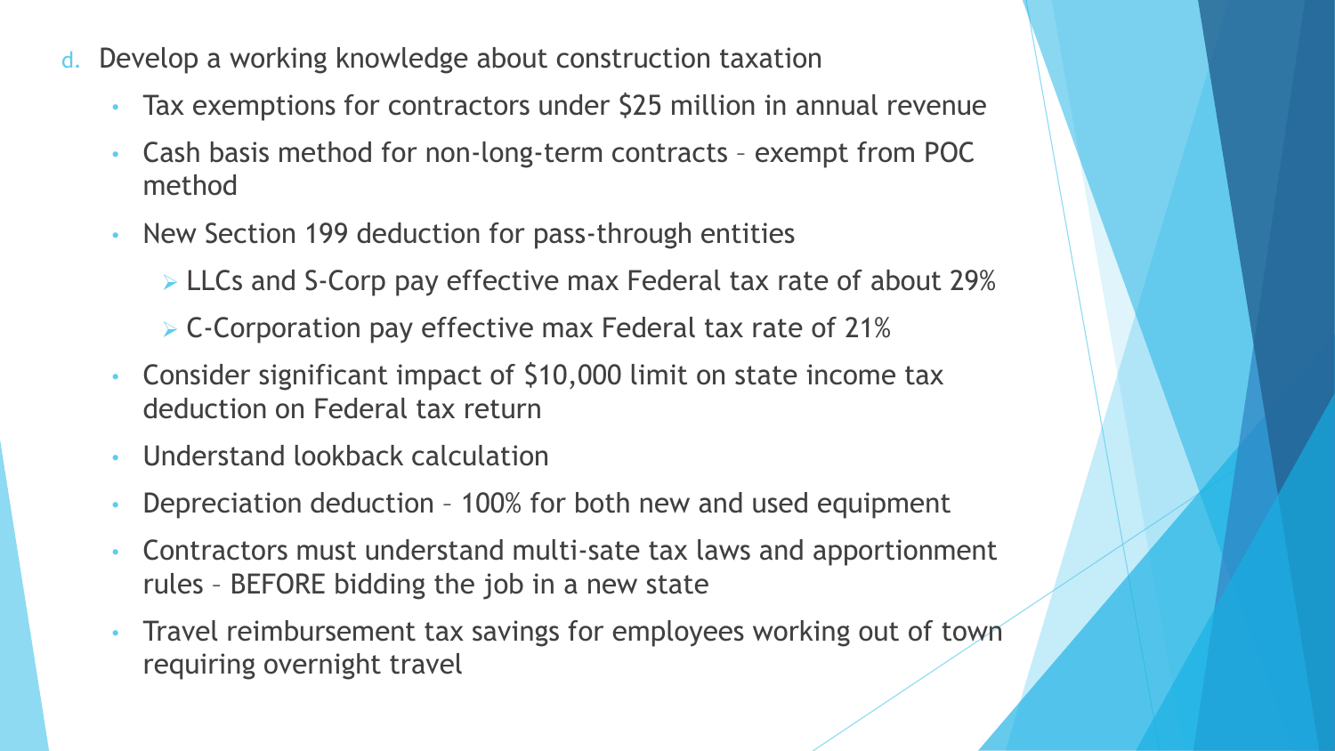d. Develop a working knowledge about construction taxation
   - Tax exemptions for contractors under $25 million in annual revenue
   - Cash basis method for non-long-term contracts – exempt from POC method
   - New Section 199 deduction for pass-through entities
     - LLCs and S-Corp pay effective max Federal tax rate of about 29%
     - C-Corporation pay effective max Federal tax rate of 21%
   - Consider significant impact of $10,000 limit on state income tax deduction on Federal tax return
   - Understand lookback calculation
   - Depreciation deduction – 100% for both new and used equipment
   - Contractors must understand multi-sate tax laws and apportionment rules – BEFORE bidding the job in a new state
   - Travel reimbursement tax savings for employees working out of town requiring overnight travel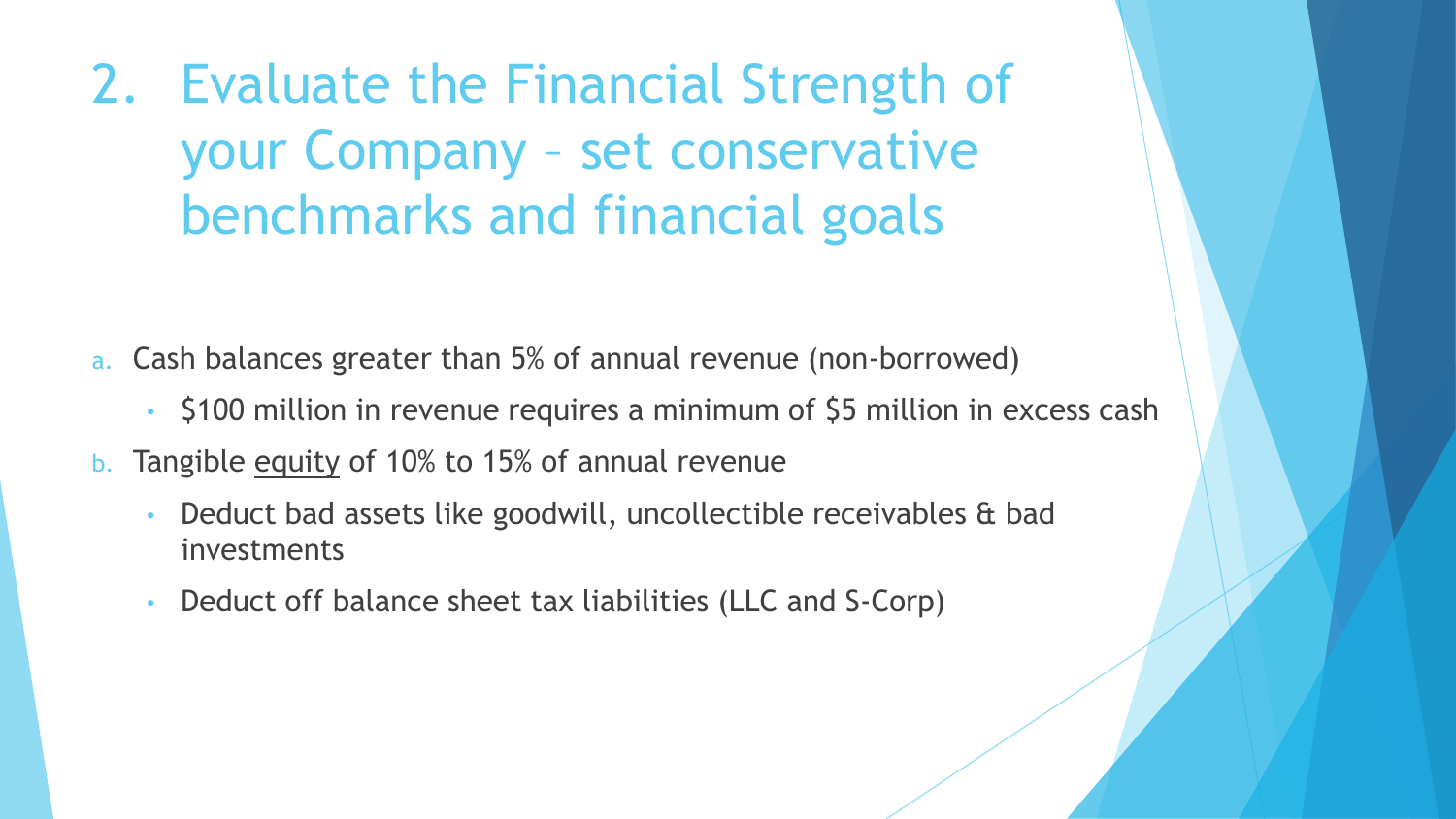# 2. Evaluate the Financial Strength of your Company – set conservative benchmarks and financial goals

a. Cash balances greater than 5% of annual revenue (non-borrowed)
   - $100 million in revenue requires a minimum of $5 million in excess cash

b. Tangible <u>equity</u> of 10% to 15% of annual revenue
   - Deduct bad assets like goodwill, uncollectible receivables & bad investments
   - Deduct off balance sheet tax liabilities (LLC and S-Corp)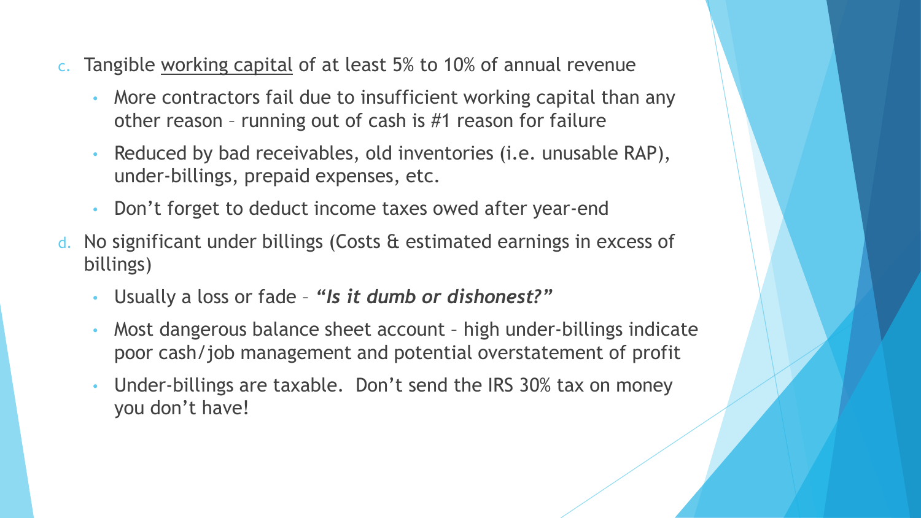c. Tangible working capital of at least 5% to 10% of annual revenue
   - More contractors fail due to insufficient working capital than any other reason – running out of cash is #1 reason for failure
   - Reduced by bad receivables, old inventories (i.e. unusable RAP), under-billings, prepaid expenses, etc.
   - Don't forget to deduct income taxes owed after year-end

d. No significant under billings (Costs & estimated earnings in excess of billings)
   - Usually a loss or fade – ***"Is it dumb or dishonest?"***
   - Most dangerous balance sheet account – high under-billings indicate poor cash/job management and potential overstatement of profit
   - Under-billings are taxable. Don't send the IRS 30% tax on money you don't have!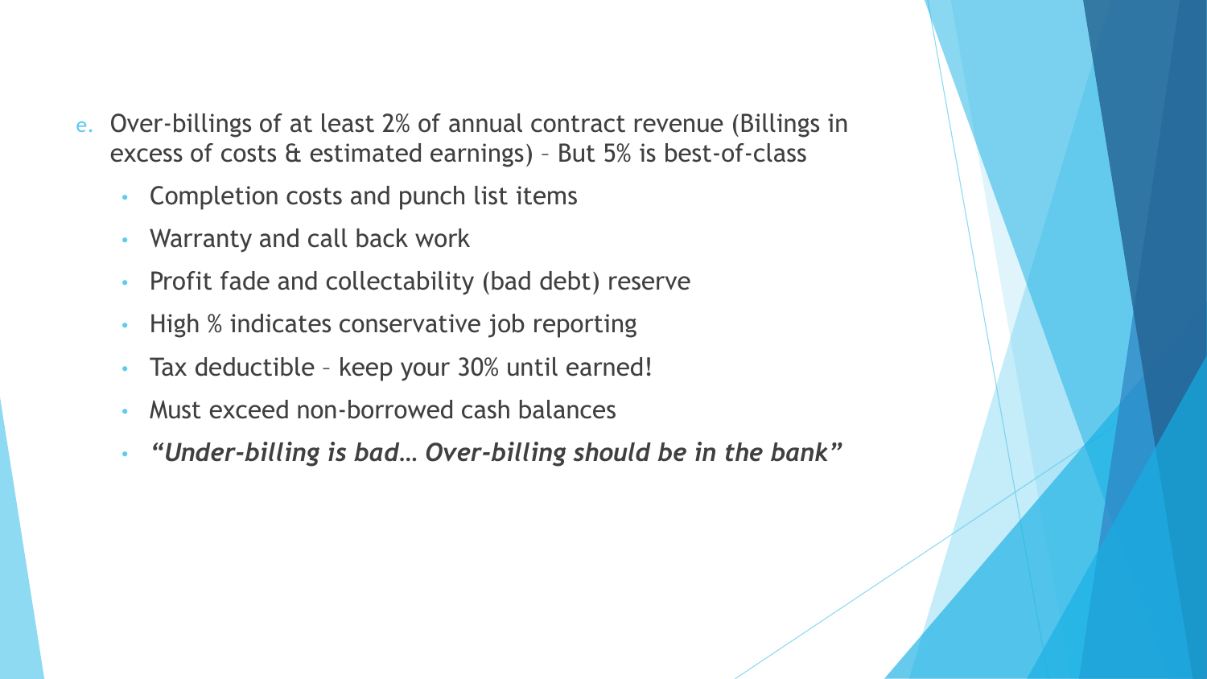e. Over-billings of at least 2% of annual contract revenue (Billings in excess of costs & estimated earnings) – But 5% is best-of-class

- Completion costs and punch list items
- Warranty and call back work
- Profit fade and collectability (bad debt) reserve
- High % indicates conservative job reporting
- Tax deductible – keep your 30% until earned!
- Must exceed non-borrowed cash balances
- ***"Under-billing is bad… Over-billing should be in the bank"***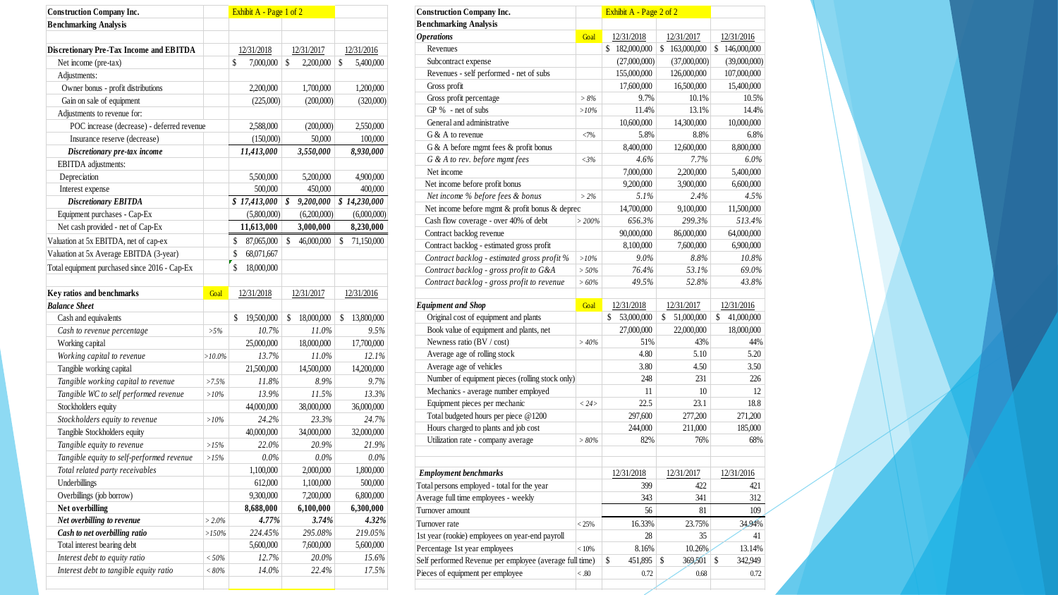**Construction Company Inc.**
**Benchmarking Analysis**

Exhibit A - Page 1 of 2

| **Discretionary Pre-Tax Income and EBITDA** | | 12/31/2018 | 12/31/2017 | 12/31/2016 |
|---|---|---|---|---|
| Net income (pre-tax) | | $ 7,000,000 | $ 2,200,000 | $ 5,400,000 |
| Adjustments: | | | | |
| Owner bonus - profit distributions | | 2,200,000 | 1,700,000 | 1,200,000 |
| Gain on sale of equipment | | (225,000) | (200,000) | (320,000) |
| Adjustments to revenue for: | | | | |
| POC increase (decrease) - deferred revenue | | 2,588,000 | (200,000) | 2,550,000 |
| Insurance reserve (decrease) | | (150,000) | 50,000 | 100,000 |
| ***Discretionary pre-tax income*** | | ***11,413,000*** | ***3,550,000*** | ***8,930,000*** |
| EBITDA adjustments: | | | | |
| Depreciation | | 5,500,000 | 5,200,000 | 4,900,000 |
| Interest expense | | 500,000 | 450,000 | 400,000 |
| ***Discretionary EBITDA*** | | ***$ 17,413,000*** | ***$ 9,200,000*** | ***$ 14,230,000*** |
| Equipment purchases - Cap-Ex | | (5,800,000) | (6,200,000) | (6,000,000) |
| Net cash provided - net of Cap-Ex | | **11,613,000** | **3,000,000** | **8,230,000** |
| Valuation at 5x EBITDA, net of cap-ex | | $ 87,065,000 | $ 46,000,000 | $ 71,150,000 |
| Valuation at 5x Average EBITDA (3-year) | | $ 68,071,667 | | |
| Total equipment purchased since 2016 - Cap-Ex | | $ 18,000,000 | | |

| **Key ratios and benchmarks** | Goal | 12/31/2018 | 12/31/2017 | 12/31/2016 |
|---|---|---|---|---|
| ***Balance Sheet*** | | | | |
| Cash and equivalents | | $ 19,500,000 | $ 18,000,000 | $ 13,800,000 |
| *Cash to revenue percentage* | >5% | *10.7%* | *11.0%* | *9.5%* |
| Working capital | | 25,000,000 | 18,000,000 | 17,700,000 |
| *Working capital to revenue* | >10.0% | *13.7%* | *11.0%* | *12.1%* |
| Tangible working capital | | 21,500,000 | 14,500,000 | 14,200,000 |
| *Tangible working capital to revenue* | >7.5% | *11.8%* | *8.9%* | *9.7%* |
| *Tangible WC to self performed revenue* | >10% | *13.9%* | *11.5%* | *13.3%* |
| Stockholders equity | | 44,000,000 | 38,000,000 | 36,000,000 |
| *Stockholders equity to revenue* | >10% | *24.2%* | *23.3%* | *24.7%* |
| Tangible Stockholders equity | | 40,000,000 | 34,000,000 | 32,000,000 |
| *Tangible equity to revenue* | >15% | *22.0%* | *20.9%* | *21.9%* |
| *Tangible equity to self-performed revenue* | >15% | *0.0%* | *0.0%* | *0.0%* |
| *Total related party receivables* | | 1,100,000 | 2,000,000 | 1,800,000 |
| Underbillings | | 612,000 | 1,100,000 | 500,000 |
| Overbillings (job borrow) | | 9,300,000 | 7,200,000 | 6,800,000 |
| **Net overbilling** | | **8,688,000** | **6,100,000** | **6,300,000** |
| ***Net overbilling to revenue*** | > 2.0% | ***4.77%*** | ***3.74%*** | ***4.32%*** |
| ***Cash to net overbilling ratio*** | >150% | *224.45%* | *295.08%* | *219.05%* |
| Total interest bearing debt | | 5,600,000 | 7,600,000 | 5,600,000 |
| *Interest debt to equity ratio* | < 50% | *12.7%* | *20.0%* | *15.6%* |
| *Interest debt to tangible equity ratio* | < 80% | *14.0%* | *22.4%* | *17.5%* |

**Construction Company Inc.**
**Benchmarking Analysis**

Exhibit A - Page 2 of 2

| ***Operations*** | Goal | 12/31/2018 | 12/31/2017 | 12/31/2016 |
|---|---|---|---|---|
| Revenues | | $ 182,000,000 | $ 163,000,000 | $ 146,000,000 |
| Subcontract expense | | (27,000,000) | (37,000,000) | (39,000,000) |
| Revenues - self performed - net of subs | | 155,000,000 | 126,000,000 | 107,000,000 |
| Gross profit | | 17,600,000 | 16,500,000 | 15,400,000 |
| Gross profit percentage | > 8% | 9.7% | 10.1% | 10.5% |
| GP % - net of subs | >10% | 11.4% | 13.1% | 14.4% |
| General and administrative | | 10,600,000 | 14,300,000 | 10,000,000 |
| G & A to revenue | <7% | 5.8% | 8.8% | 6.8% |
| G & A before mgmt fees & profit bonus | | 8,400,000 | 12,600,000 | 8,800,000 |
| *G & A to rev. before mgmt fees* | <3% | *4.6%* | *7.7%* | *6.0%* |
| Net income | | 7,000,000 | 2,200,000 | 5,400,000 |
| Net income before profit bonus | | 9,200,000 | 3,900,000 | 6,600,000 |
| *Net income % before fees & bonus* | > 2% | *5.1%* | *2.4%* | *4.5%* |
| Net income before mgmt & profit bonus & deprec | | 14,700,000 | 9,100,000 | 11,500,000 |
| Cash flow coverage - over 40% of debt | > 200% | *656.3%* | *299.3%* | *513.4%* |
| Contract backlog revenue | | 90,000,000 | 86,000,000 | 64,000,000 |
| Contract backlog - estimated gross profit | | 8,100,000 | 7,600,000 | 6,900,000 |
| *Contract backlog - estimated gross profit %* | >10% | *9.0%* | *8.8%* | *10.8%* |
| *Contract backlog - gross profit to G&A* | > 50% | *76.4%* | *53.1%* | *69.0%* |
| *Contract backlog - gross profit to revenue* | > 60% | *49.5%* | *52.8%* | *43.8%* |

| ***Equipment and Shop*** | Goal | 12/31/2018 | 12/31/2017 | 12/31/2016 |
|---|---|---|---|---|
| Original cost of equipment and plants | | $ 53,000,000 | $ 51,000,000 | $ 41,000,000 |
| Book value of equipment and plants, net | | 27,000,000 | 22,000,000 | 18,000,000 |
| Newness ratio (BV / cost) | > 40% | 51% | 43% | 44% |
| Average age of rolling stock | | 4.80 | 5.10 | 5.20 |
| Average age of vehicles | | 3.80 | 4.50 | 3.50 |
| Number of equipment pieces (rolling stock only) | | 248 | 231 | 226 |
| Mechanics - average number employed | | 11 | 10 | 12 |
| Equipment pieces per mechanic | < 24> | 22.5 | 23.1 | 18.8 |
| Total budgeted hours per piece @1200 | | 297,600 | 277,200 | 271,200 |
| Hours charged to plants and job cost | | 244,000 | 211,000 | 185,000 |
| Utilization rate - company average | > 80% | 82% | 76% | 68% |

| **Employment benchmarks** | | 12/31/2018 | 12/31/2017 | 12/31/2016 |
|---|---|---|---|---|
| Total persons employed - total for the year | | 399 | 422 | 421 |
| Average full time employees - weekly | | 343 | 341 | 312 |
| Turnover amount | | 56 | 81 | 109 |
| Turnover rate | < 25% | 16.33% | 23.75% | 34.94% |
| 1st year (rookie) employees on year-end payroll | | 28 | 35 | 41 |
| Percentage 1st year employees | < 10% | 8.16% | 10.26% | 13.14% |
| Self performed Revenue per employee (average full time) | | $ 451,895 | $ 369,501 | $ 342,949 |
| Pieces of equipment per employee | < .80 | 0.72 | 0.68 | 0.72 |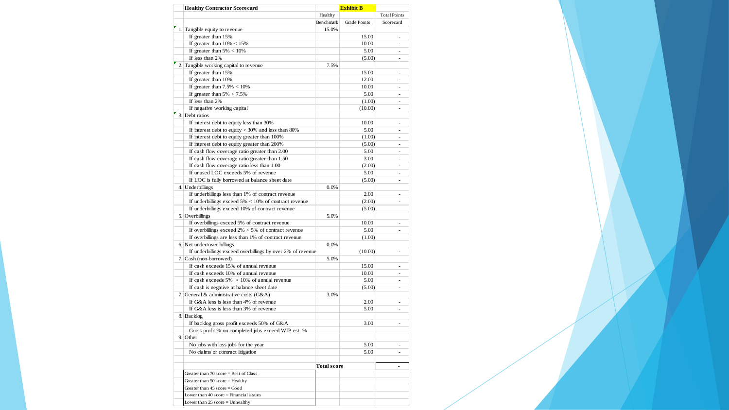| Healthy Contractor Scorecard | | **Exhibit B** | |
|---|---|---|---|
| | Healthy Benchmark | Grade Points | Total Points Scorecard |
| 1. Tangible equity to revenue | 15.0% | | |
| If greater than 15% | | 15.00 | - |
| If greater than 10% < 15% | | 10.00 | - |
| If greater than 5% < 10% | | 5.00 | - |
| If less than 2% | | (5.00) | - |
| 2. Tangible working capital to revenue | 7.5% | | |
| If greater than 15% | | 15.00 | - |
| If greater than 10% | | 12.00 | - |
| If greater than 7.5% < 10% | | 10.00 | - |
| If greater than 5% < 7.5% | | 5.00 | - |
| If less than 2% | | (1.00) | - |
| If negative working capital | | (10.00) | - |
| 3. Debt ratios | | | |
| If interest debt to equity less than 30% | | 10.00 | - |
| If interest debt to equity > 30% and less than 80% | | 5.00 | - |
| If interest debt to equity greater than 100% | | (1.00) | - |
| If interest debt to equity greater than 200% | | (5.00) | - |
| If cash flow coverage ratio greater than 2.00 | | 5.00 | - |
| If cash flow coverage ratio greater than 1.50 | | 3.00 | - |
| If cash flow coverage ratio less than 1.00 | | (2.00) | - |
| If unused LOC exceeds 5% of revenue | | 5.00 | - |
| If LOC is fully borrowed at balance sheet date | | (5.00) | - |
| 4. Underbillings | 0.0% | | |
| If underbillings less than 1% of contract revenue | | 2.00 | - |
| If underbillings exceed 5% < 10% of contract revenue | | (2.00) | - |
| If underbillings exceed 10% of contract revenue | | (5.00) | |
| 5. Overbillings | 5.0% | | |
| If overbillings exceed 5% of contract revenue | | 10.00 | - |
| If overbillings exceed 2% < 5% of contract revenue | | 5.00 | - |
| If overbillings are less than 1% of contract revenue | | (1.00) | |
| 6. Net under/over billings | 0.0% | | |
| If underbillings exceed overbillings by over 2% of revenue | | (10.00) | - |
| 7. Cash (non-borrowed) | 5.0% | | |
| If cash exceeds 15% of annual revenue | | 15.00 | - |
| If cash exceeds 10% of annual revenue | | 10.00 | - |
| If cash exceeds 5% < 10% of annual revenue | | 5.00 | - |
| If cash is negative at balance sheet date | | (5.00) | - |
| 7. General & administrative costs (G&A) | 3.0% | | |
| If G&A less is less than 4% of revenue | | 2.00 | - |
| If G&A less is less than 3% of revenue | | 5.00 | - |
| 8. Backlog | | | |
| If backlog gross profit exceeds 50% of G&A | | 3.00 | - |
| Gross profit % on completed jobs exceed WIP est. % | | | |
| 9. Other | | | |
| No jobs with loss jobs for the year | | 5.00 | - |
| No claims or contract litigation | | 5.00 | - |
| | | | |
| | **Total score** | | - |
| Greater than 70 score = Best of Class | | | |
| Greater than 50 score = Healthy | | | |
| Greater than 45 score = Good | | | |
| Lower than 40 score = Financial issues | | | |
| Lower than 25 score = Unhealthy | | | |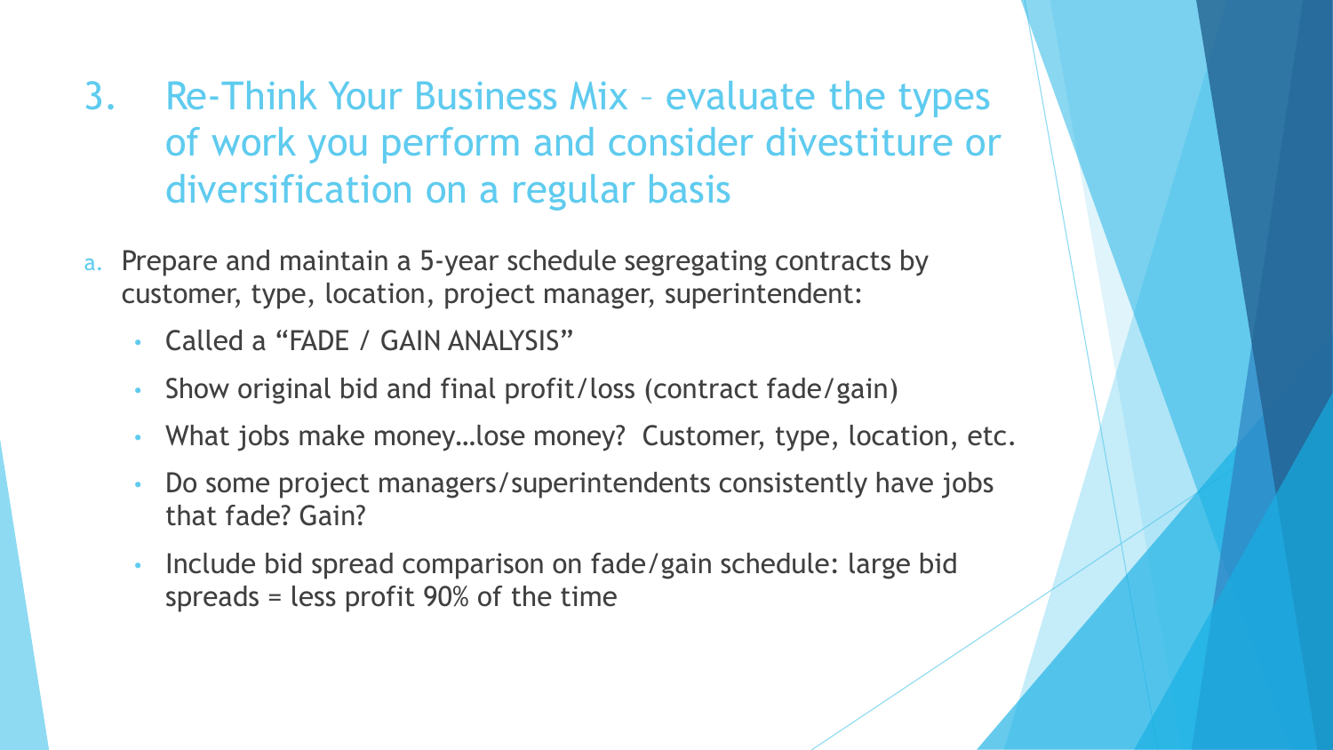## 3. Re-Think Your Business Mix – evaluate the types of work you perform and consider divestiture or diversification on a regular basis

a. Prepare and maintain a 5-year schedule segregating contracts by customer, type, location, project manager, superintendent:
   - Called a "FADE / GAIN ANALYSIS"
   - Show original bid and final profit/loss (contract fade/gain)
   - What jobs make money…lose money? Customer, type, location, etc.
   - Do some project managers/superintendents consistently have jobs that fade? Gain?
   - Include bid spread comparison on fade/gain schedule: large bid spreads = less profit 90% of the time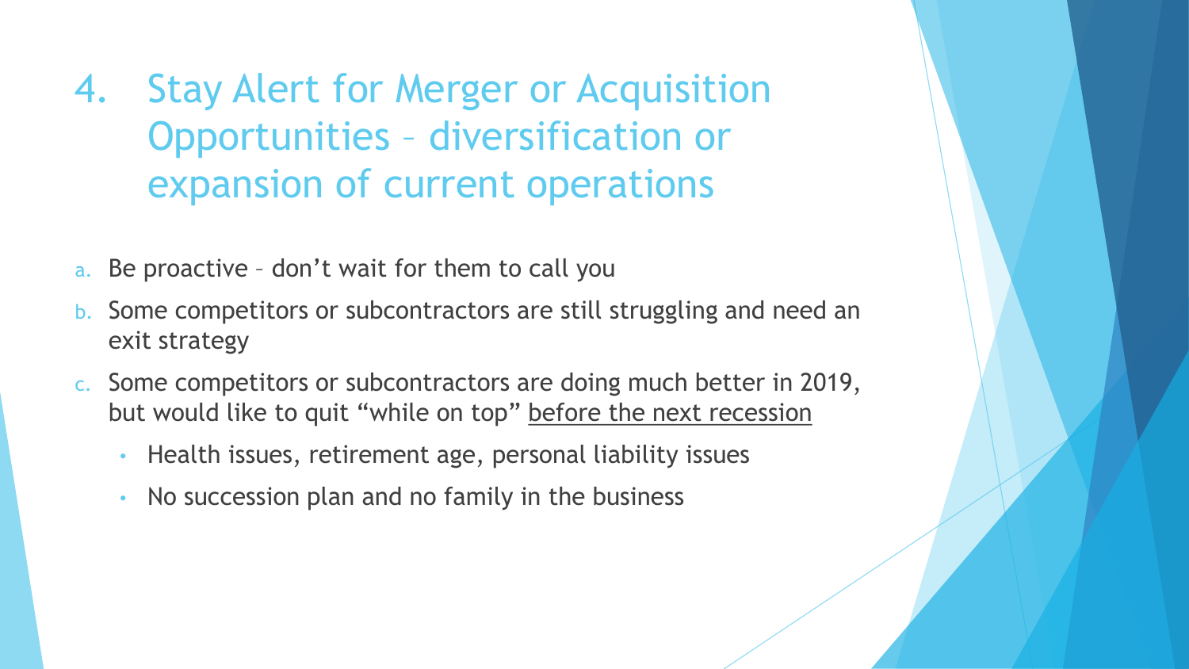# 4. Stay Alert for Merger or Acquisition Opportunities – diversification or expansion of current operations

a. Be proactive – don't wait for them to call you
b. Some competitors or subcontractors are still struggling and need an exit strategy
c. Some competitors or subcontractors are doing much better in 2019, but would like to quit "while on top" <u>before the next recession</u>
    - Health issues, retirement age, personal liability issues
    - No succession plan and no family in the business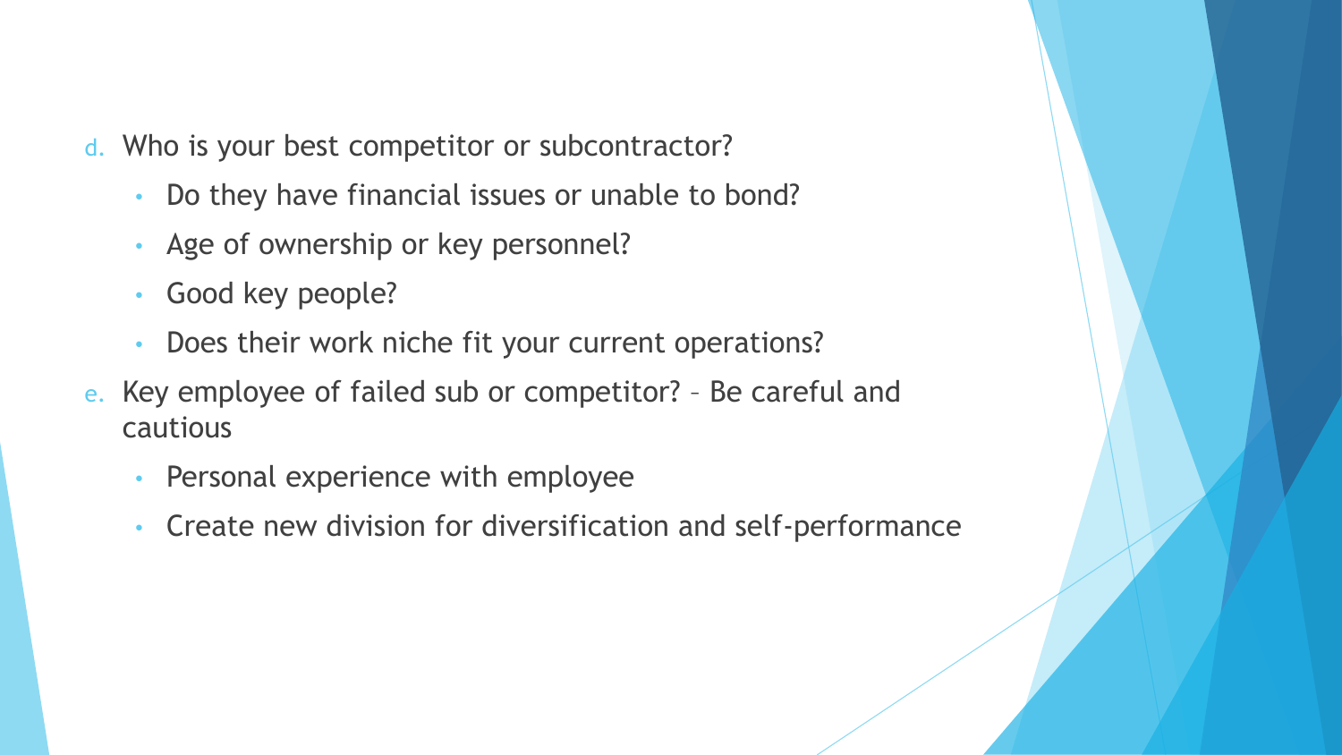d. Who is your best competitor or subcontractor?
   - Do they have financial issues or unable to bond?
   - Age of ownership or key personnel?
   - Good key people?
   - Does their work niche fit your current operations?
e. Key employee of failed sub or competitor? – Be careful and cautious
   - Personal experience with employee
   - Create new division for diversification and self-performance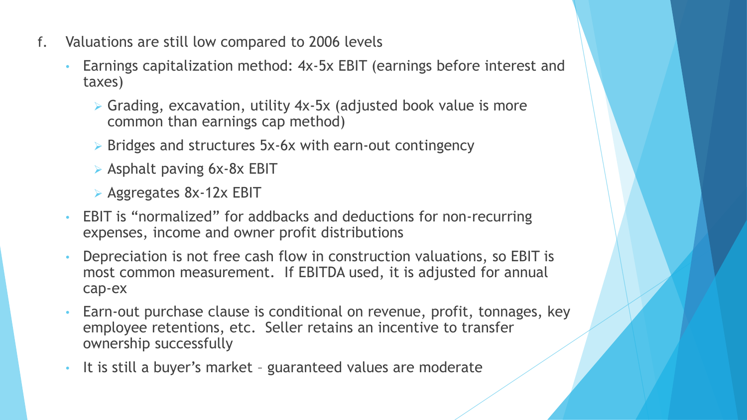f. Valuations are still low compared to 2006 levels

- Earnings capitalization method: 4x-5x EBIT (earnings before interest and taxes)
  - Grading, excavation, utility 4x-5x (adjusted book value is more common than earnings cap method)
  - Bridges and structures 5x-6x with earn-out contingency
  - Asphalt paving 6x-8x EBIT
  - Aggregates 8x-12x EBIT
- EBIT is "normalized" for addbacks and deductions for non-recurring expenses, income and owner profit distributions
- Depreciation is not free cash flow in construction valuations, so EBIT is most common measurement. If EBITDA used, it is adjusted for annual cap-ex
- Earn-out purchase clause is conditional on revenue, profit, tonnages, key employee retentions, etc. Seller retains an incentive to transfer ownership successfully
- It is still a buyer's market – guaranteed values are moderate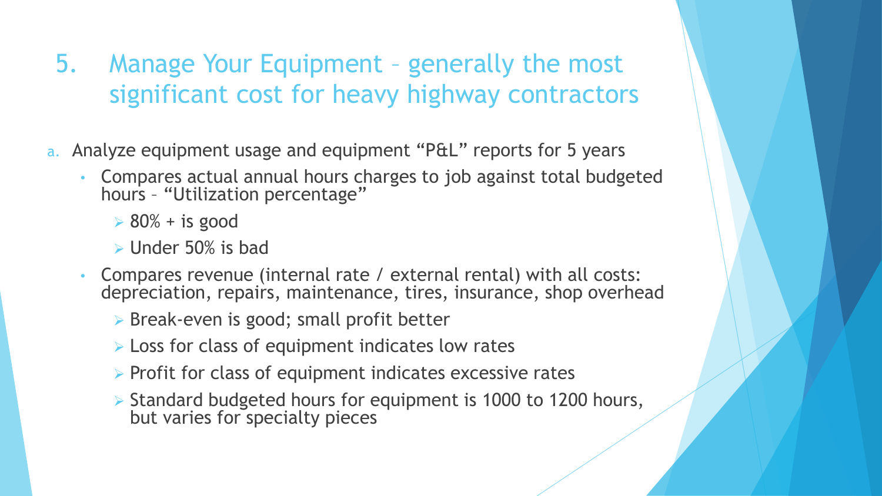# 5. Manage Your Equipment – generally the most significant cost for heavy highway contractors

a. Analyze equipment usage and equipment "P&L" reports for 5 years

- Compares actual annual hours charges to job against total budgeted hours – "Utilization percentage"
  - 80% + is good
  - Under 50% is bad
- Compares revenue (internal rate / external rental) with all costs: depreciation, repairs, maintenance, tires, insurance, shop overhead
  - Break-even is good; small profit better
  - Loss for class of equipment indicates low rates
  - Profit for class of equipment indicates excessive rates
  - Standard budgeted hours for equipment is 1000 to 1200 hours, but varies for specialty pieces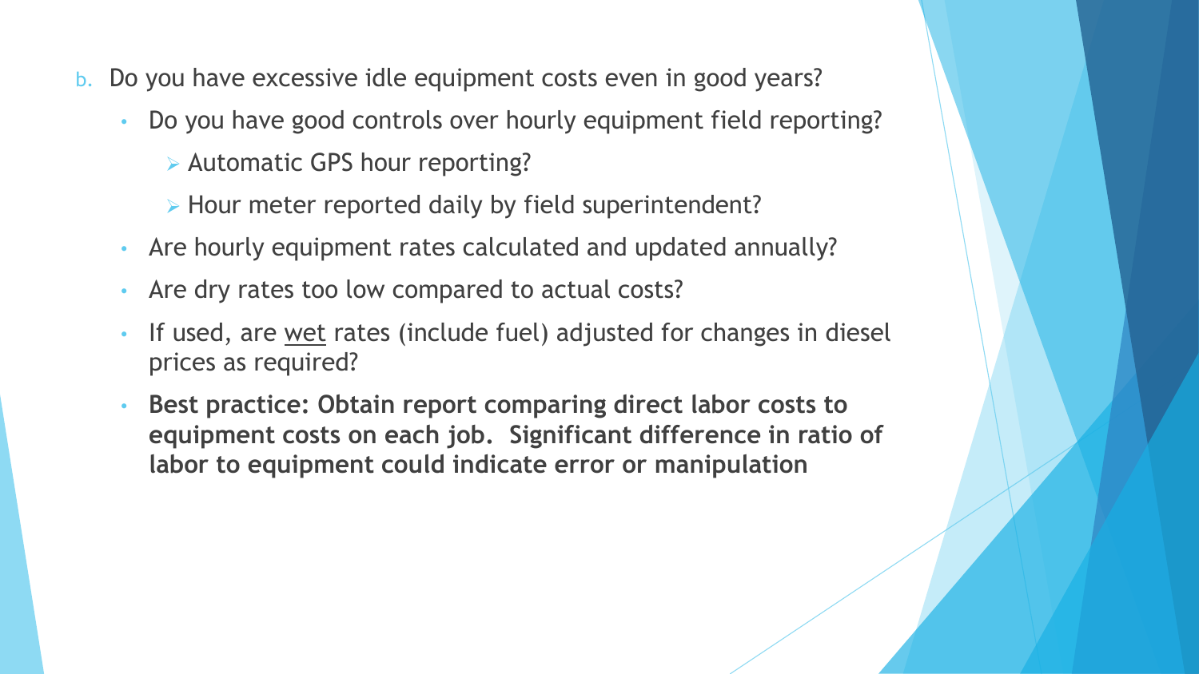b. Do you have excessive idle equipment costs even in good years?
   - Do you have good controls over hourly equipment field reporting?
     - Automatic GPS hour reporting?
     - Hour meter reported daily by field superintendent?
   - Are hourly equipment rates calculated and updated annually?
   - Are dry rates too low compared to actual costs?
   - If used, are <u>wet</u> rates (include fuel) adjusted for changes in diesel prices as required?
   - **Best practice: Obtain report comparing direct labor costs to equipment costs on each job. Significant difference in ratio of labor to equipment could indicate error or manipulation**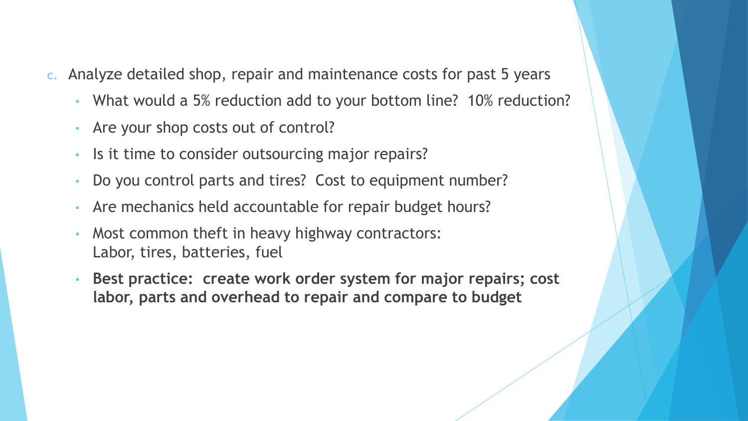c. Analyze detailed shop, repair and maintenance costs for past 5 years
   - What would a 5% reduction add to your bottom line? 10% reduction?
   - Are your shop costs out of control?
   - Is it time to consider outsourcing major repairs?
   - Do you control parts and tires? Cost to equipment number?
   - Are mechanics held accountable for repair budget hours?
   - Most common theft in heavy highway contractors:  
     Labor, tires, batteries, fuel
   - **Best practice: create work order system for major repairs; cost labor, parts and overhead to repair and compare to budget**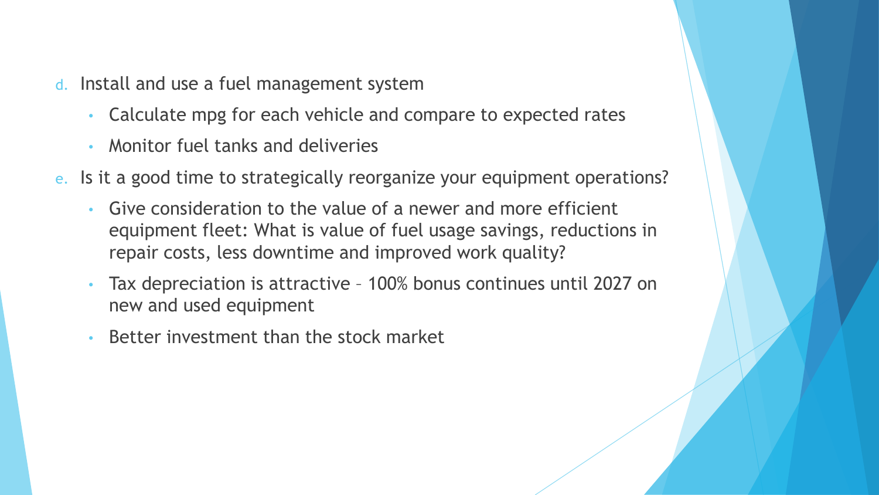d. Install and use a fuel management system
    - Calculate mpg for each vehicle and compare to expected rates
    - Monitor fuel tanks and deliveries
e. Is it a good time to strategically reorganize your equipment operations?
    - Give consideration to the value of a newer and more efficient equipment fleet: What is value of fuel usage savings, reductions in repair costs, less downtime and improved work quality?
    - Tax depreciation is attractive – 100% bonus continues until 2027 on new and used equipment
    - Better investment than the stock market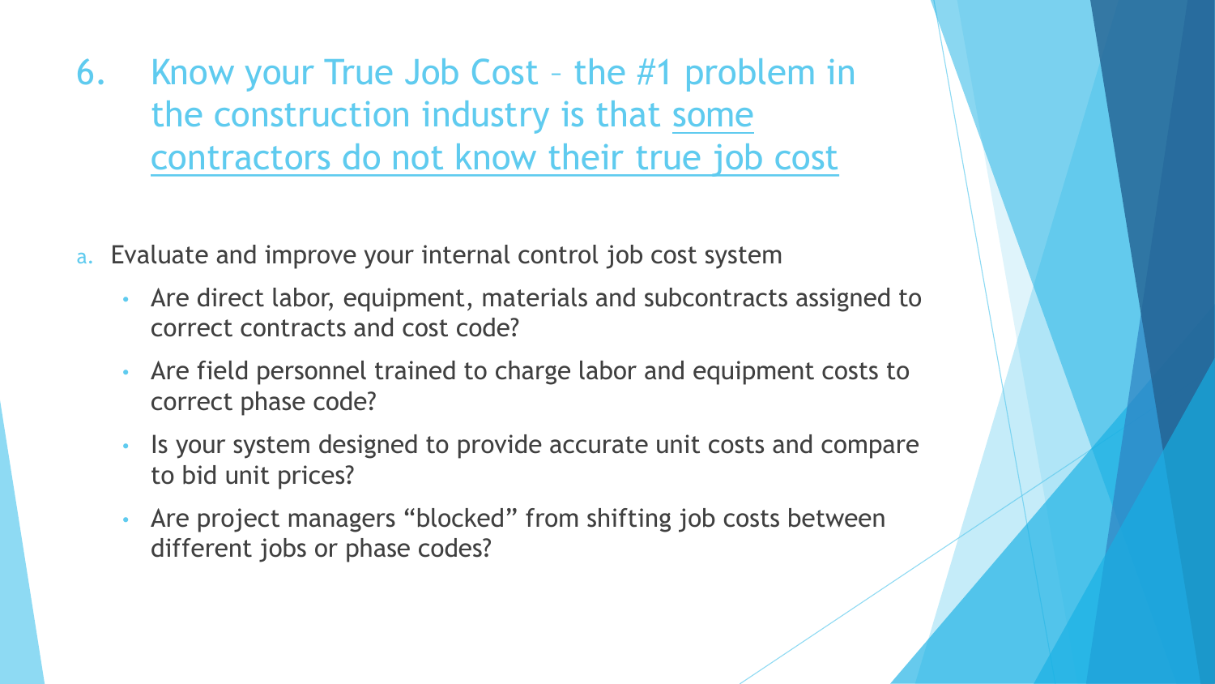## 6. Know your True Job Cost – the #1 problem in the construction industry is that <u>some contractors do not know their true job cost</u>

a. Evaluate and improve your internal control job cost system

- Are direct labor, equipment, materials and subcontracts assigned to correct contracts and cost code?
- Are field personnel trained to charge labor and equipment costs to correct phase code?
- Is your system designed to provide accurate unit costs and compare to bid unit prices?
- Are project managers “blocked” from shifting job costs between different jobs or phase codes?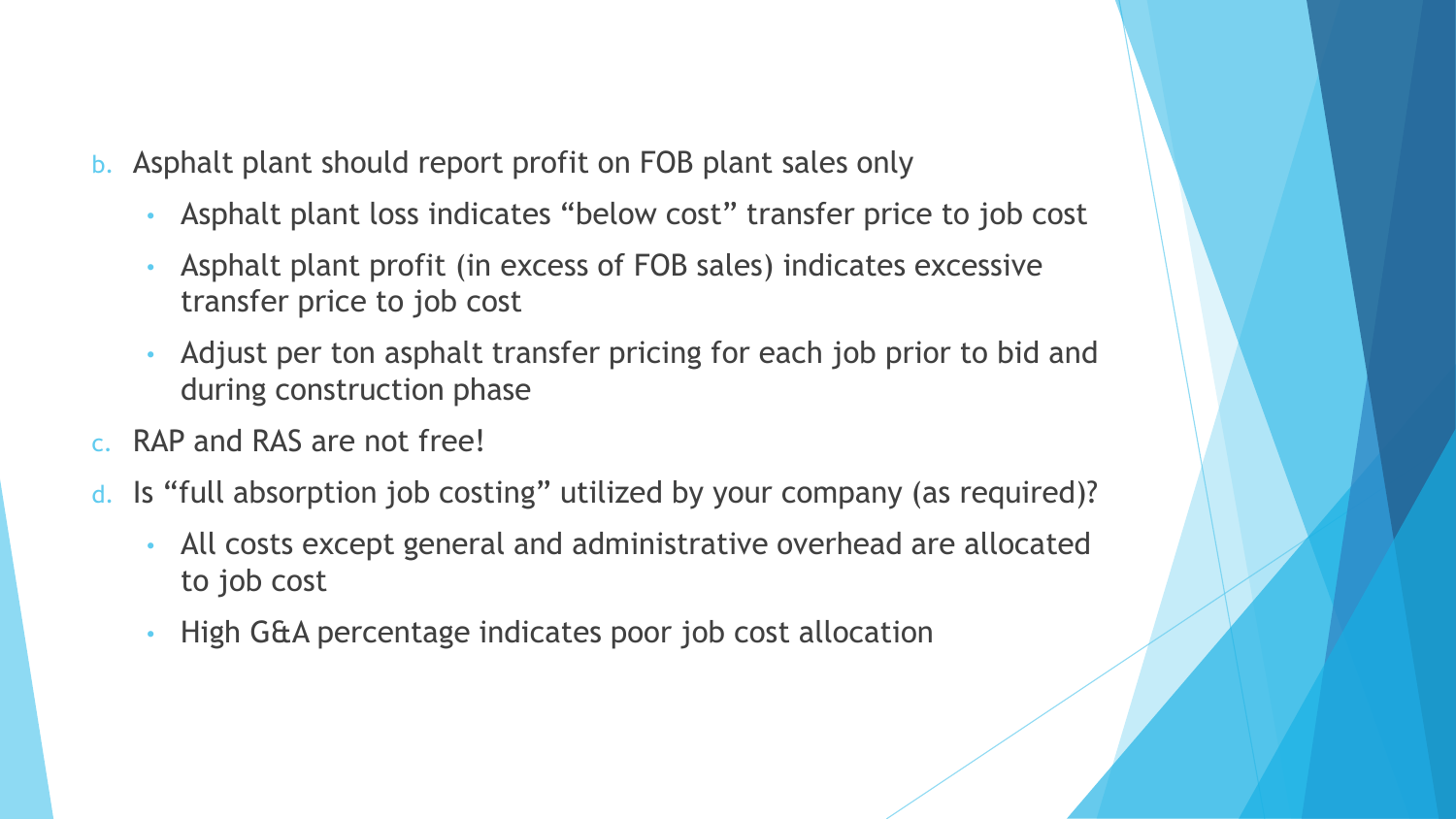b. Asphalt plant should report profit on FOB plant sales only
    - Asphalt plant loss indicates “below cost” transfer price to job cost
    - Asphalt plant profit (in excess of FOB sales) indicates excessive transfer price to job cost
    - Adjust per ton asphalt transfer pricing for each job prior to bid and during construction phase

c. RAP and RAS are not free!

d. Is “full absorption job costing” utilized by your company (as required)?
    - All costs except general and administrative overhead are allocated to job cost
    - High G&A percentage indicates poor job cost allocation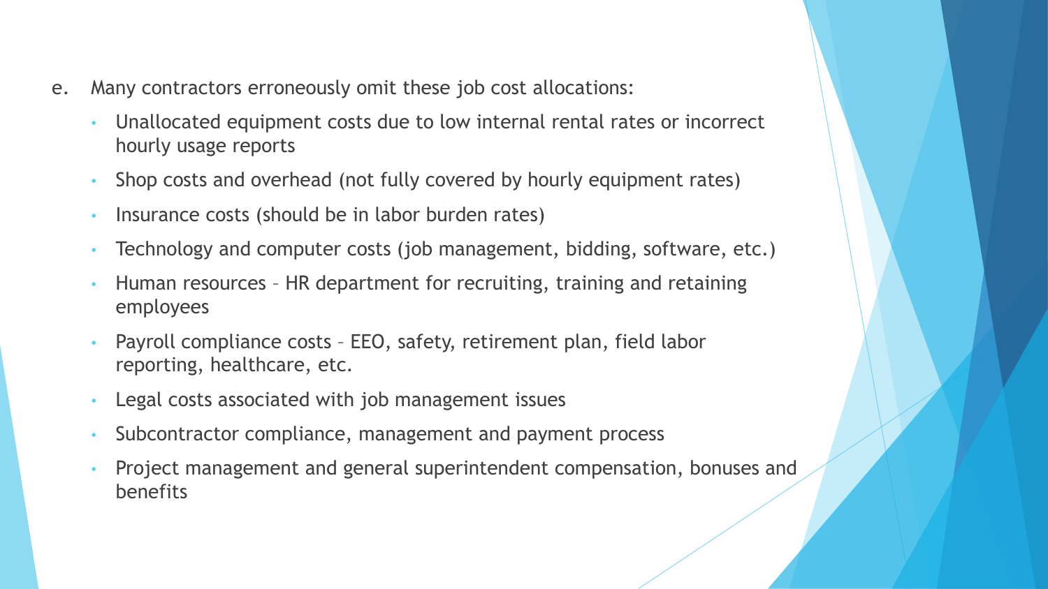e. Many contractors erroneously omit these job cost allocations:

- Unallocated equipment costs due to low internal rental rates or incorrect hourly usage reports
- Shop costs and overhead (not fully covered by hourly equipment rates)
- Insurance costs (should be in labor burden rates)
- Technology and computer costs (job management, bidding, software, etc.)
- Human resources – HR department for recruiting, training and retaining employees
- Payroll compliance costs – EEO, safety, retirement plan, field labor reporting, healthcare, etc.
- Legal costs associated with job management issues
- Subcontractor compliance, management and payment process
- Project management and general superintendent compensation, bonuses and benefits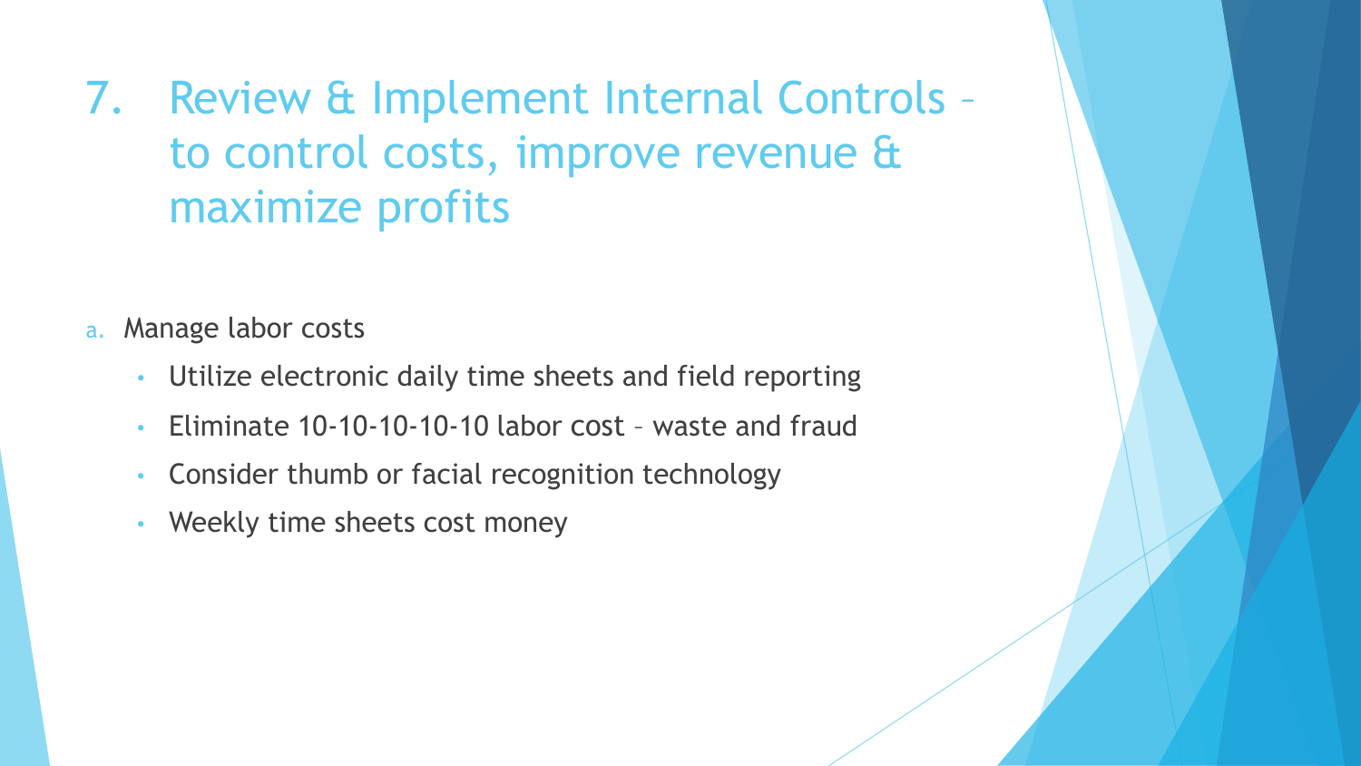# 7. Review & Implement Internal Controls – to control costs, improve revenue & maximize profits

a. Manage labor costs

- Utilize electronic daily time sheets and field reporting
- Eliminate 10-10-10-10-10 labor cost – waste and fraud
- Consider thumb or facial recognition technology
- Weekly time sheets cost money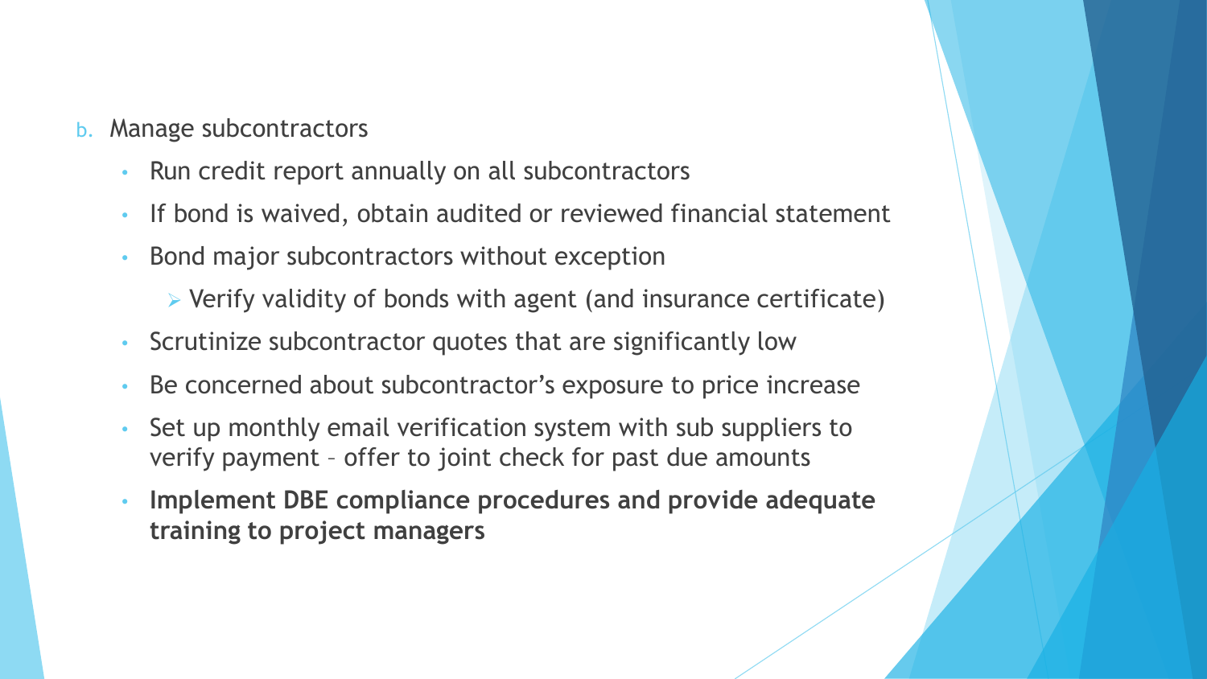b. Manage subcontractors

- Run credit report annually on all subcontractors
- If bond is waived, obtain audited or reviewed financial statement
- Bond major subcontractors without exception
  - Verify validity of bonds with agent (and insurance certificate)
- Scrutinize subcontractor quotes that are significantly low
- Be concerned about subcontractor's exposure to price increase
- Set up monthly email verification system with sub suppliers to verify payment – offer to joint check for past due amounts
- **Implement DBE compliance procedures and provide adequate training to project managers**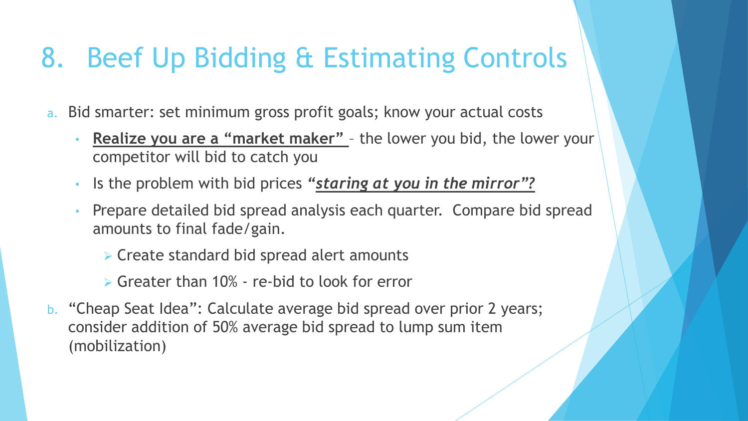# 8. Beef Up Bidding & Estimating Controls

a. Bid smarter: set minimum gross profit goals; know your actual costs
   - **Realize you are a "market maker"** – the lower you bid, the lower your competitor will bid to catch you
   - Is the problem with bid prices ***"staring at you in the mirror"?***
   - Prepare detailed bid spread analysis each quarter. Compare bid spread amounts to final fade/gain.
     - Create standard bid spread alert amounts
     - Greater than 10% - re-bid to look for error

b. "Cheap Seat Idea": Calculate average bid spread over prior 2 years; consider addition of 50% average bid spread to lump sum item (mobilization)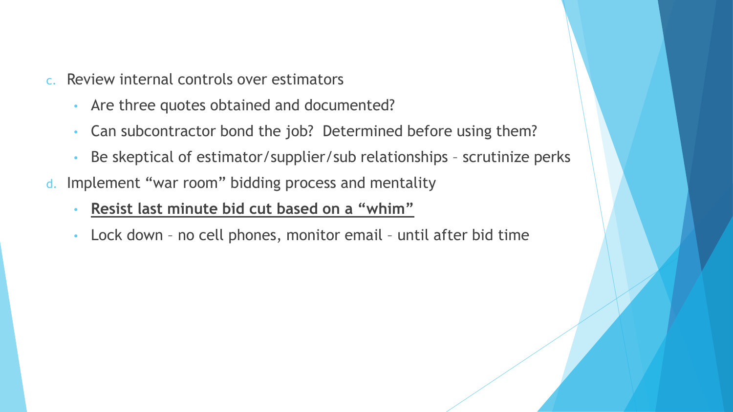c. Review internal controls over estimators
   - Are three quotes obtained and documented?
   - Can subcontractor bond the job?  Determined before using them?
   - Be skeptical of estimator/supplier/sub relationships – scrutinize perks
d. Implement "war room" bidding process and mentality
   - <u>**Resist last minute bid cut based on a "whim"**</u>
   - Lock down – no cell phones, monitor email – until after bid time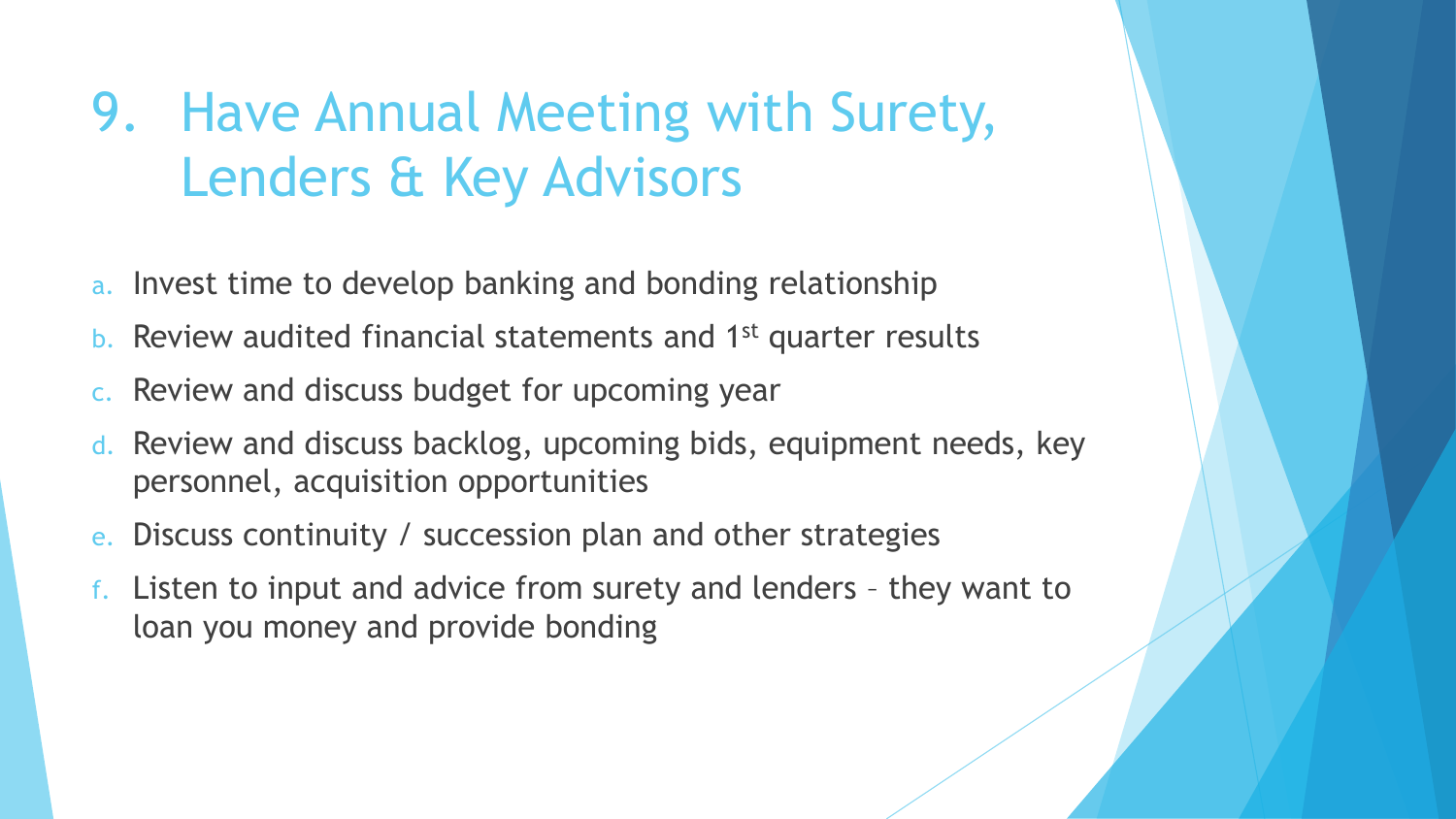# 9. Have Annual Meeting with Surety, Lenders & Key Advisors

a. Invest time to develop banking and bonding relationship
b. Review audited financial statements and 1st quarter results
c. Review and discuss budget for upcoming year
d. Review and discuss backlog, upcoming bids, equipment needs, key personnel, acquisition opportunities
e. Discuss continuity / succession plan and other strategies
f. Listen to input and advice from surety and lenders – they want to loan you money and provide bonding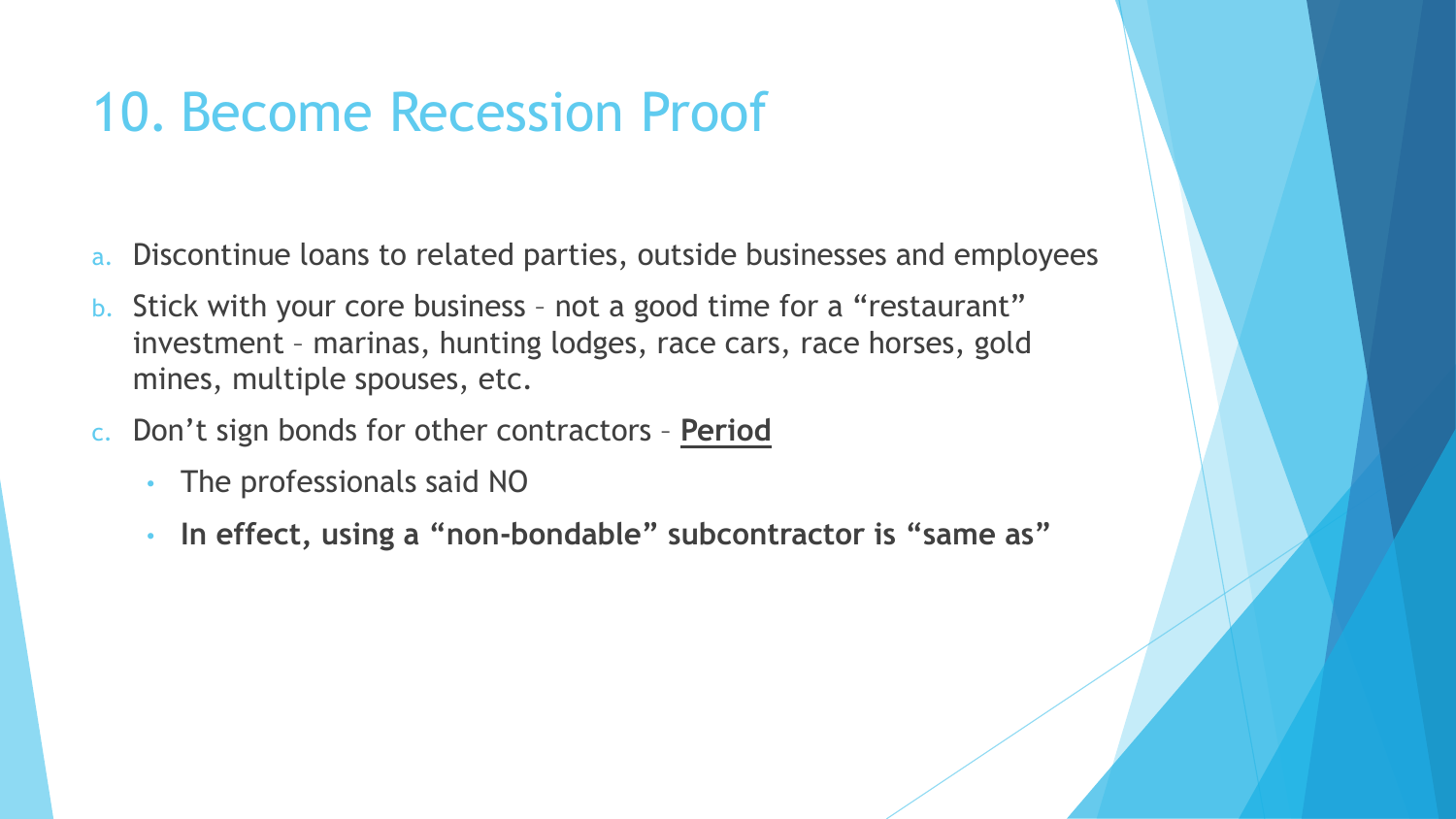# 10. Become Recession Proof

a. Discontinue loans to related parties, outside businesses and employees
b. Stick with your core business – not a good time for a "restaurant" investment – marinas, hunting lodges, race cars, race horses, gold mines, multiple spouses, etc.
c. Don't sign bonds for other contractors – **Period**
   - The professionals said NO
   - **In effect, using a "non-bondable" subcontractor is "same as"**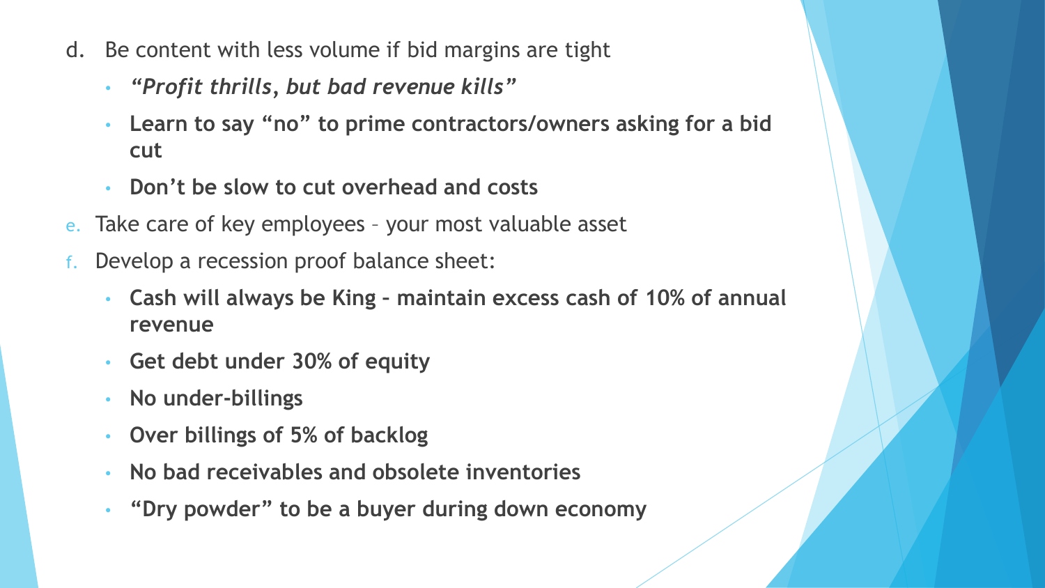d. Be content with less volume if bid margins are tight
   - ***"Profit thrills, but bad revenue kills"***
   - **Learn to say "no" to prime contractors/owners asking for a bid cut**
   - **Don't be slow to cut overhead and costs**

e. Take care of key employees – your most valuable asset

f. Develop a recession proof balance sheet:
   - **Cash will always be King – maintain excess cash of 10% of annual revenue**
   - **Get debt under 30% of equity**
   - **No under-billings**
   - **Over billings of 5% of backlog**
   - **No bad receivables and obsolete inventories**
   - **"Dry powder" to be a buyer during down economy**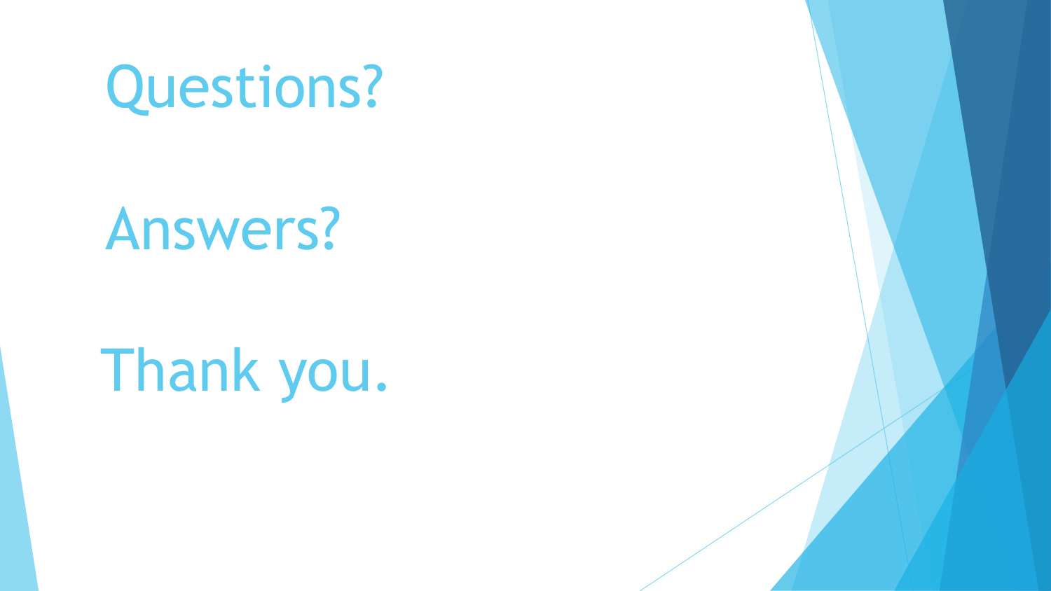# Questions?

# Answers?

# Thank you.